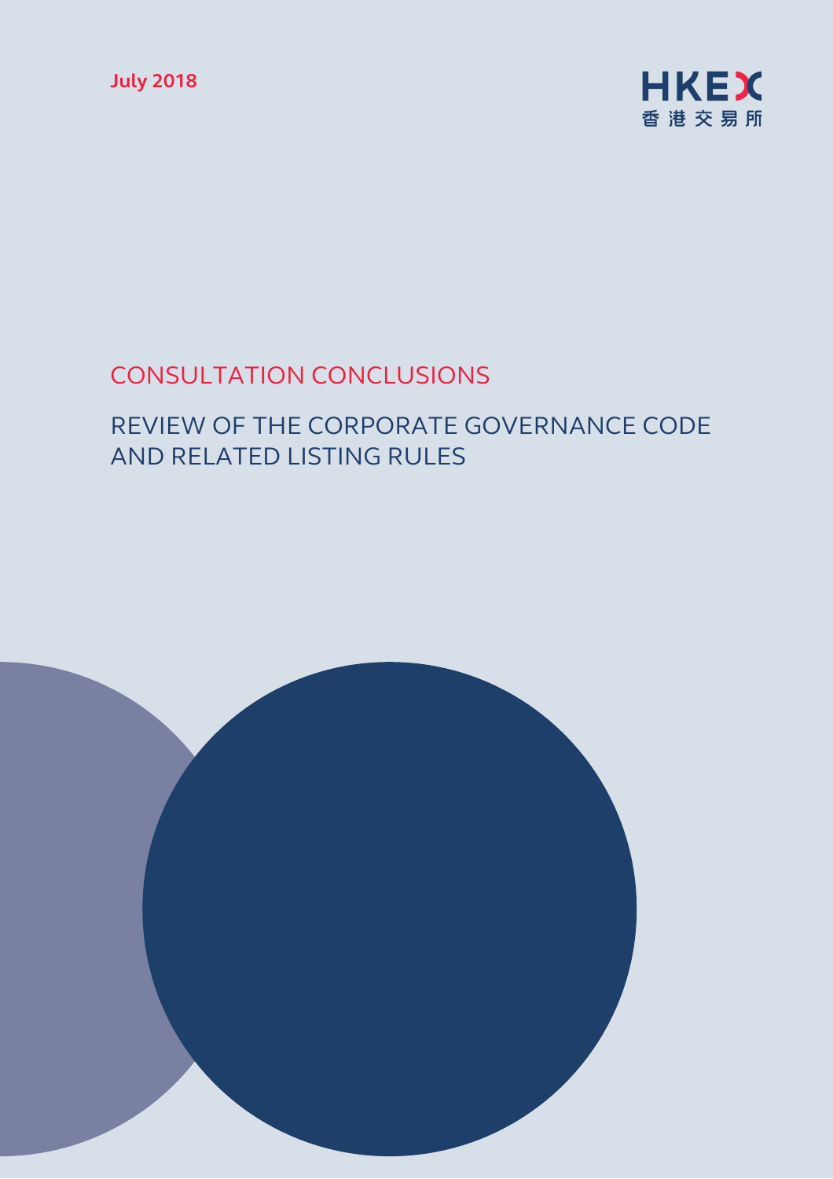July 2018

HKEX
香港交易所

# CONSULTATION CONCLUSIONS

## REVIEW OF THE CORPORATE GOVERNANCE CODE AND RELATED LISTING RULES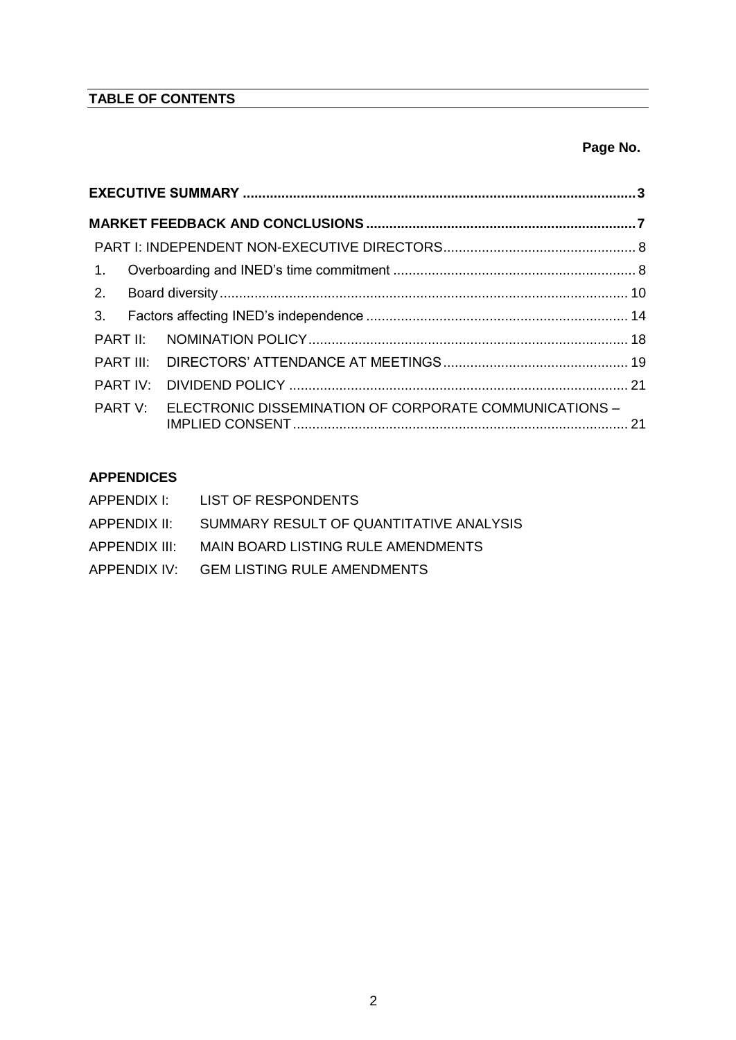## TABLE OF CONTENTS

**Page No.**

**EXECUTIVE SUMMARY** .......... **3**

**MARKET FEEDBACK AND CONCLUSIONS** .......... **7**

PART I: INDEPENDENT NON-EXECUTIVE DIRECTORS .......... 8

1. Overboarding and INED's time commitment .......... 8
2. Board diversity .......... 10
3. Factors affecting INED's independence .......... 14

PART II: NOMINATION POLICY .......... 18

PART III: DIRECTORS' ATTENDANCE AT MEETINGS .......... 19

PART IV: DIVIDEND POLICY .......... 21

PART V: ELECTRONIC DISSEMINATION OF CORPORATE COMMUNICATIONS – IMPLIED CONSENT .......... 21

**APPENDICES**

APPENDIX I: LIST OF RESPONDENTS

APPENDIX II: SUMMARY RESULT OF QUANTITATIVE ANALYSIS

APPENDIX III: MAIN BOARD LISTING RULE AMENDMENTS

APPENDIX IV: GEM LISTING RULE AMENDMENTS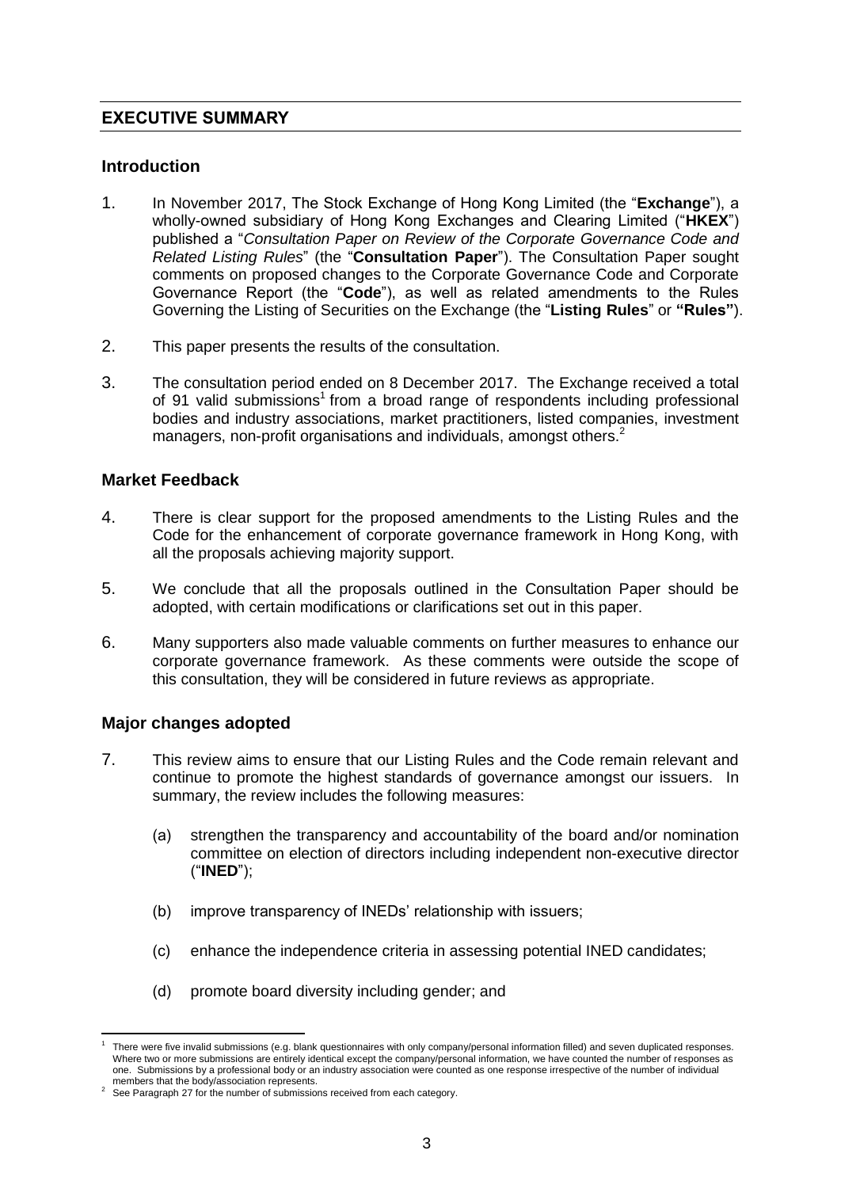## EXECUTIVE SUMMARY

### Introduction

1. In November 2017, The Stock Exchange of Hong Kong Limited (the "**Exchange**"), a wholly-owned subsidiary of Hong Kong Exchanges and Clearing Limited ("**HKEX**") published a "*Consultation Paper on Review of the Corporate Governance Code and Related Listing Rules*" (the "**Consultation Paper**"). The Consultation Paper sought comments on proposed changes to the Corporate Governance Code and Corporate Governance Report (the "**Code**"), as well as related amendments to the Rules Governing the Listing of Securities on the Exchange (the "**Listing Rules**" or **"Rules"**).

2. This paper presents the results of the consultation.

3. The consultation period ended on 8 December 2017. The Exchange received a total of 91 valid submissions[1] from a broad range of respondents including professional bodies and industry associations, market practitioners, listed companies, investment managers, non-profit organisations and individuals, amongst others.[2]

### Market Feedback

4. There is clear support for the proposed amendments to the Listing Rules and the Code for the enhancement of corporate governance framework in Hong Kong, with all the proposals achieving majority support.

5. We conclude that all the proposals outlined in the Consultation Paper should be adopted, with certain modifications or clarifications set out in this paper.

6. Many supporters also made valuable comments on further measures to enhance our corporate governance framework. As these comments were outside the scope of this consultation, they will be considered in future reviews as appropriate.

### Major changes adopted

7. This review aims to ensure that our Listing Rules and the Code remain relevant and continue to promote the highest standards of governance amongst our issuers. In summary, the review includes the following measures:

   (a) strengthen the transparency and accountability of the board and/or nomination committee on election of directors including independent non-executive director ("**INED**");

   (b) improve transparency of INEDs' relationship with issuers;

   (c) enhance the independence criteria in assessing potential INED candidates;

   (d) promote board diversity including gender; and

---

[1] There were five invalid submissions (e.g. blank questionnaires with only company/personal information filled) and seven duplicated responses. Where two or more submissions are entirely identical except the company/personal information, we have counted the number of responses as one. Submissions by a professional body or an industry association were counted as one response irrespective of the number of individual members that the body/association represents.

[2] See Paragraph 27 for the number of submissions received from each category.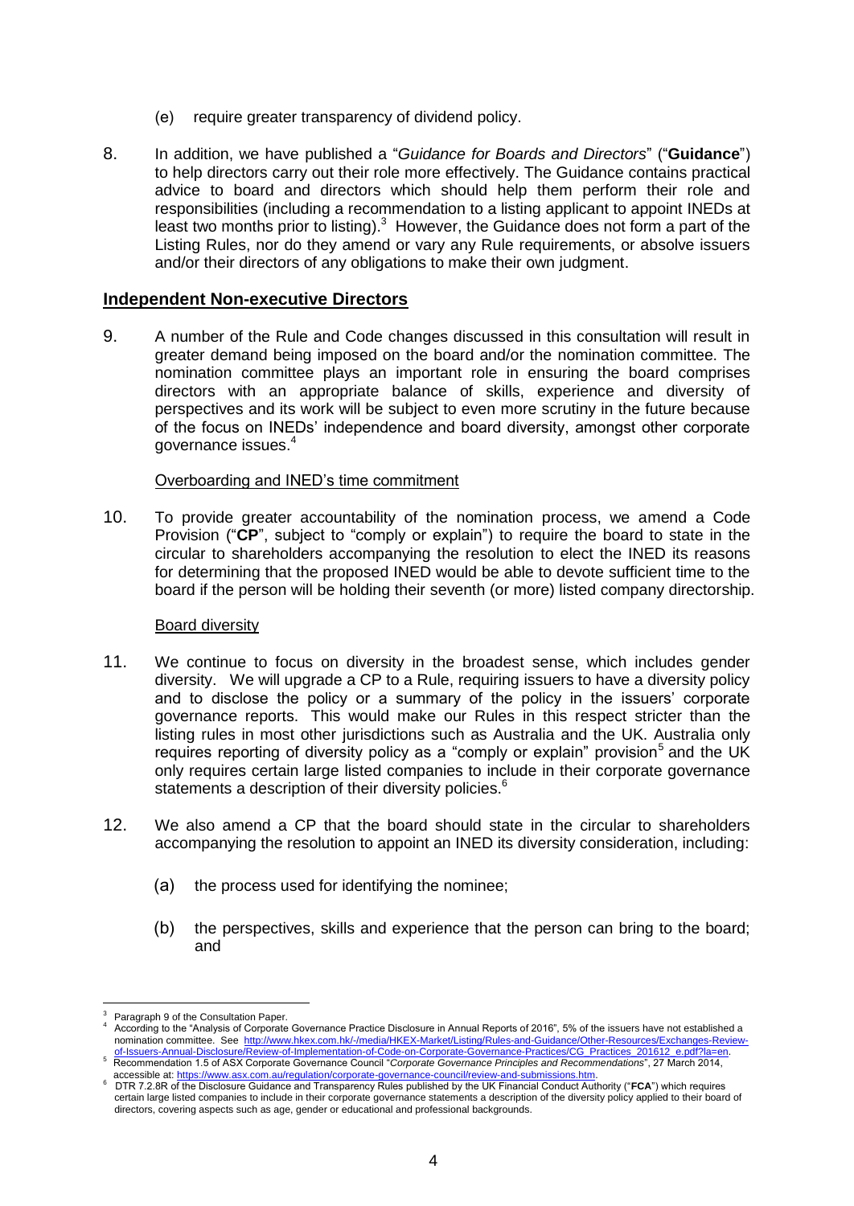(e) require greater transparency of dividend policy.

8. In addition, we have published a "*Guidance for Boards and Directors*" ("**Guidance**") to help directors carry out their role more effectively. The Guidance contains practical advice to board and directors which should help them perform their role and responsibilities (including a recommendation to a listing applicant to appoint INEDs at least two months prior to listing).[3] However, the Guidance does not form a part of the Listing Rules, nor do they amend or vary any Rule requirements, or absolve issuers and/or their directors of any obligations to make their own judgment.

## Independent Non-executive Directors

9. A number of the Rule and Code changes discussed in this consultation will result in greater demand being imposed on the board and/or the nomination committee. The nomination committee plays an important role in ensuring the board comprises directors with an appropriate balance of skills, experience and diversity of perspectives and its work will be subject to even more scrutiny in the future because of the focus on INEDs' independence and board diversity, amongst other corporate governance issues.[4]

### Overboarding and INED's time commitment

10. To provide greater accountability of the nomination process, we amend a Code Provision ("**CP**", subject to "comply or explain") to require the board to state in the circular to shareholders accompanying the resolution to elect the INED its reasons for determining that the proposed INED would be able to devote sufficient time to the board if the person will be holding their seventh (or more) listed company directorship.

### Board diversity

11. We continue to focus on diversity in the broadest sense, which includes gender diversity. We will upgrade a CP to a Rule, requiring issuers to have a diversity policy and to disclose the policy or a summary of the policy in the issuers' corporate governance reports. This would make our Rules in this respect stricter than the listing rules in most other jurisdictions such as Australia and the UK. Australia only requires reporting of diversity policy as a "comply or explain" provision[5] and the UK only requires certain large listed companies to include in their corporate governance statements a description of their diversity policies.[6]

12. We also amend a CP that the board should state in the circular to shareholders accompanying the resolution to appoint an INED its diversity consideration, including:

   (a) the process used for identifying the nominee;

   (b) the perspectives, skills and experience that the person can bring to the board; and

---

[3] Paragraph 9 of the Consultation Paper.

[4] According to the "Analysis of Corporate Governance Practice Disclosure in Annual Reports of 2016", 5% of the issuers have not established a nomination committee. See http://www.hkex.com.hk/-/media/HKEX-Market/Listing/Rules-and-Guidance/Other-Resources/Exchanges-Review-of-Issuers-Annual-Disclosure/Review-of-Implementation-of-Code-on-Corporate-Governance-Practices/CG_Practices_201612_e.pdf?la=en.

[5] Recommendation 1.5 of ASX Corporate Governance Council "*Corporate Governance Principles and Recommendations*", 27 March 2014, accessible at: https://www.asx.com.au/regulation/corporate-governance-council/review-and-submissions.htm.

[6] DTR 7.2.8R of the Disclosure Guidance and Transparency Rules published by the UK Financial Conduct Authority ("**FCA**") which requires certain large listed companies to include in their corporate governance statements a description of the diversity policy applied to their board of directors, covering aspects such as age, gender or educational and professional backgrounds.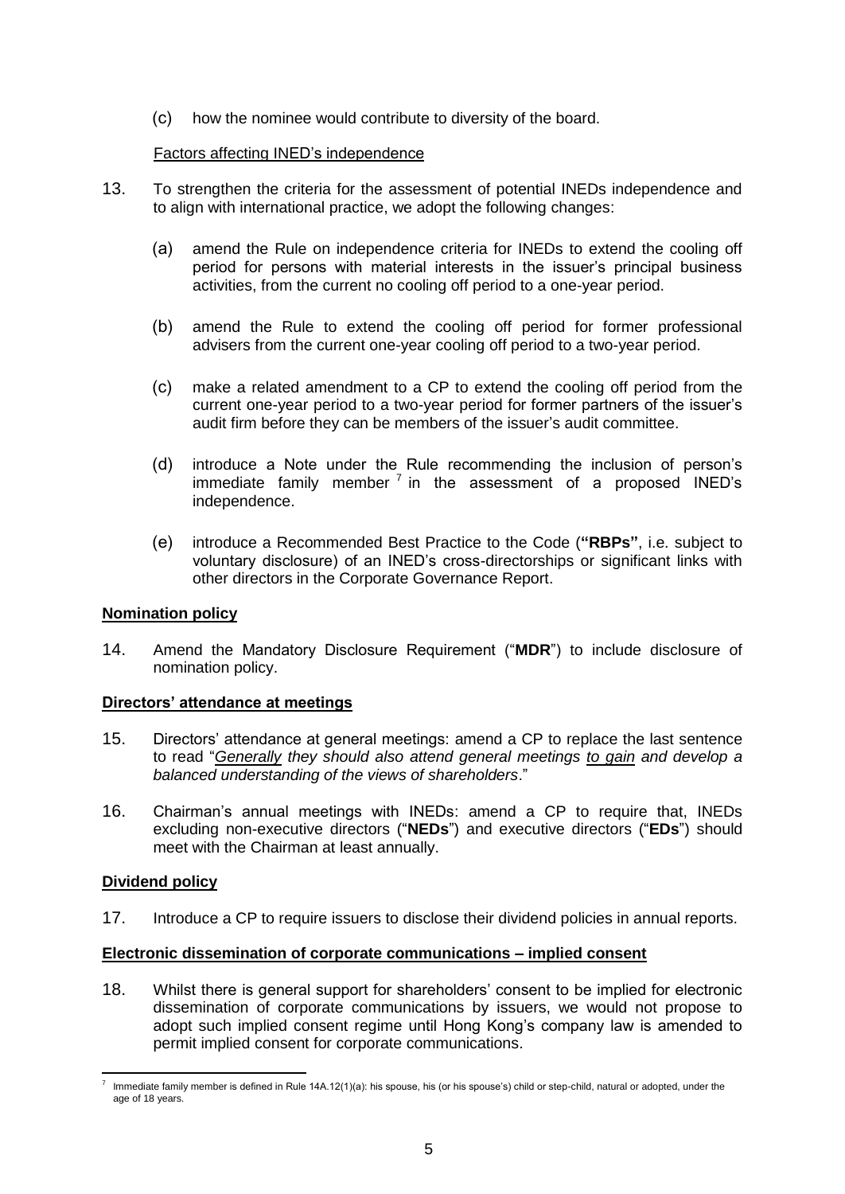(c) how the nominee would contribute to diversity of the board.

Factors affecting INED's independence

13. To strengthen the criteria for the assessment of potential INEDs independence and to align with international practice, we adopt the following changes:

    (a) amend the Rule on independence criteria for INEDs to extend the cooling off period for persons with material interests in the issuer's principal business activities, from the current no cooling off period to a one-year period.

    (b) amend the Rule to extend the cooling off period for former professional advisers from the current one-year cooling off period to a two-year period.

    (c) make a related amendment to a CP to extend the cooling off period from the current one-year period to a two-year period for former partners of the issuer's audit firm before they can be members of the issuer's audit committee.

    (d) introduce a Note under the Rule recommending the inclusion of person's immediate family member [7] in the assessment of a proposed INED's independence.

    (e) introduce a Recommended Best Practice to the Code (**"RBPs"**, i.e. subject to voluntary disclosure) of an INED's cross-directorships or significant links with other directors in the Corporate Governance Report.

**Nomination policy**

14. Amend the Mandatory Disclosure Requirement ("**MDR**") to include disclosure of nomination policy.

**Directors' attendance at meetings**

15. Directors' attendance at general meetings: amend a CP to replace the last sentence to read "*Generally they should also attend general meetings to gain and develop a balanced understanding of the views of shareholders*."

16. Chairman's annual meetings with INEDs: amend a CP to require that, INEDs excluding non-executive directors ("**NEDs**") and executive directors ("**EDs**") should meet with the Chairman at least annually.

**Dividend policy**

17. Introduce a CP to require issuers to disclose their dividend policies in annual reports.

**Electronic dissemination of corporate communications – implied consent**

18. Whilst there is general support for shareholders' consent to be implied for electronic dissemination of corporate communications by issuers, we would not propose to adopt such implied consent regime until Hong Kong's company law is amended to permit implied consent for corporate communications.

[7] Immediate family member is defined in Rule 14A.12(1)(a): his spouse, his (or his spouse's) child or step-child, natural or adopted, under the age of 18 years.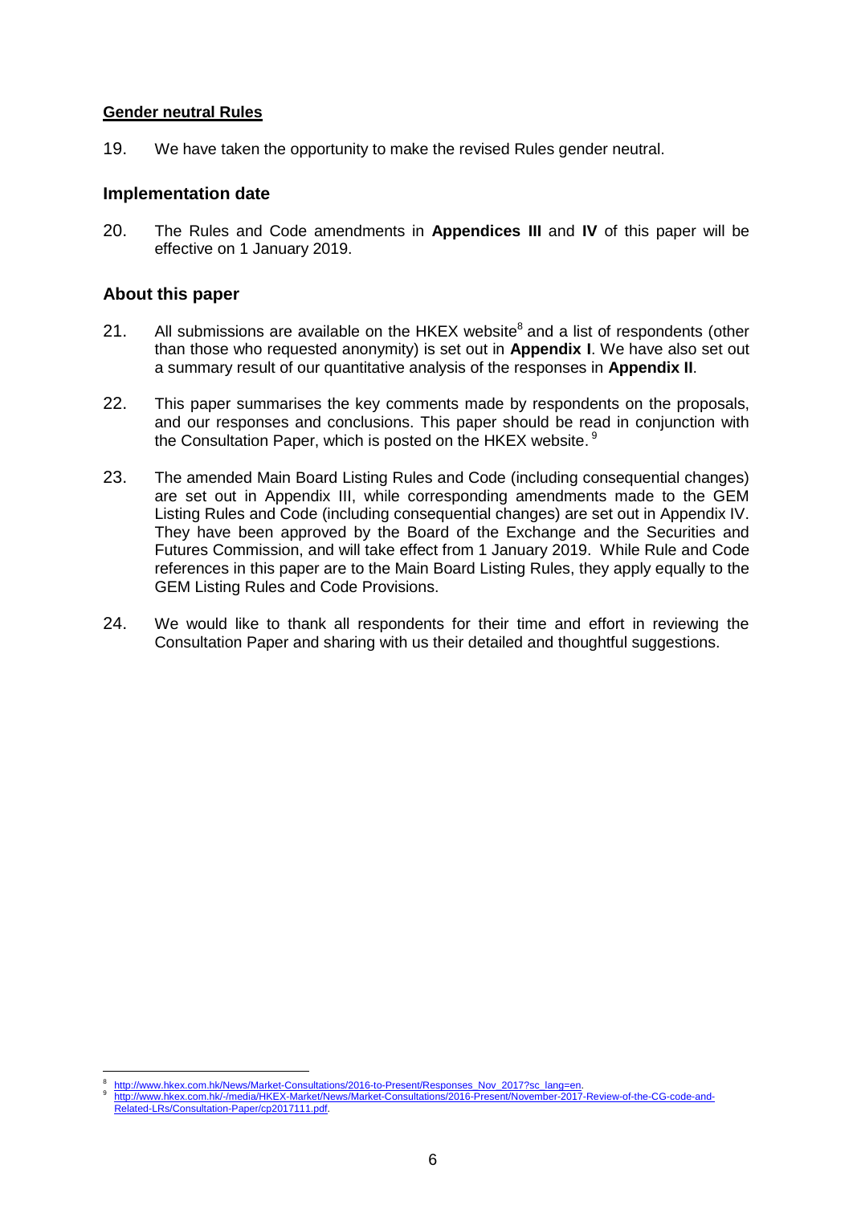**Gender neutral Rules**

19. We have taken the opportunity to make the revised Rules gender neutral.

## Implementation date

20. The Rules and Code amendments in **Appendices III** and **IV** of this paper will be effective on 1 January 2019.

## About this paper

21. All submissions are available on the HKEX website[8] and a list of respondents (other than those who requested anonymity) is set out in **Appendix I**. We have also set out a summary result of our quantitative analysis of the responses in **Appendix II**.

22. This paper summarises the key comments made by respondents on the proposals, and our responses and conclusions. This paper should be read in conjunction with the Consultation Paper, which is posted on the HKEX website.[9]

23. The amended Main Board Listing Rules and Code (including consequential changes) are set out in Appendix III, while corresponding amendments made to the GEM Listing Rules and Code (including consequential changes) are set out in Appendix IV. They have been approved by the Board of the Exchange and the Securities and Futures Commission, and will take effect from 1 January 2019. While Rule and Code references in this paper are to the Main Board Listing Rules, they apply equally to the GEM Listing Rules and Code Provisions.

24. We would like to thank all respondents for their time and effort in reviewing the Consultation Paper and sharing with us their detailed and thoughtful suggestions.

---

[8] http://www.hkex.com.hk/News/Market-Consultations/2016-to-Present/Responses_Nov_2017?sc_lang=en.

[9] http://www.hkex.com.hk/-/media/HKEX-Market/News/Market-Consultations/2016-Present/November-2017-Review-of-the-CG-code-and-Related-LRs/Consultation-Paper/cp2017111.pdf.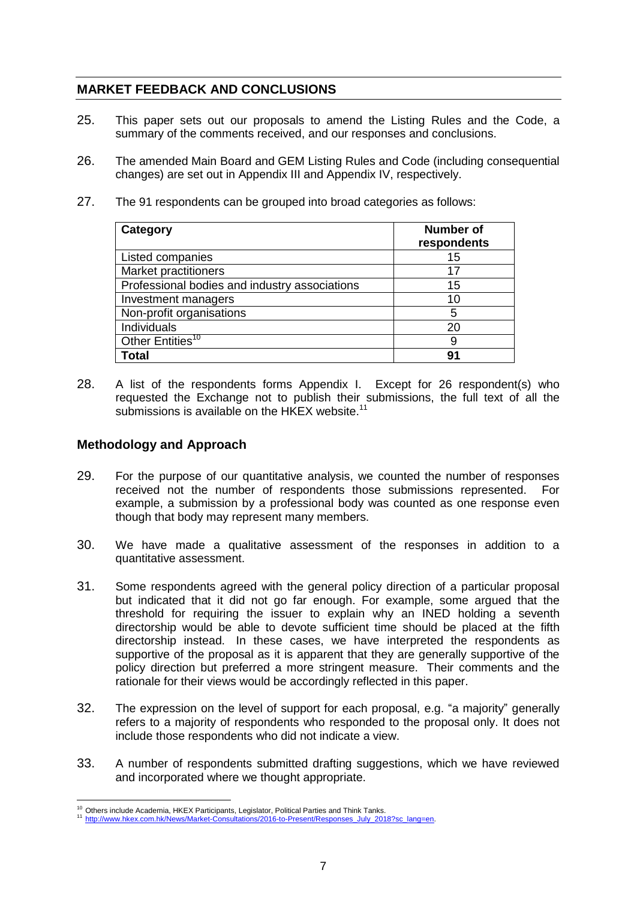## MARKET FEEDBACK AND CONCLUSIONS

25. This paper sets out our proposals to amend the Listing Rules and the Code, a summary of the comments received, and our responses and conclusions.

26. The amended Main Board and GEM Listing Rules and Code (including consequential changes) are set out in Appendix III and Appendix IV, respectively.

27. The 91 respondents can be grouped into broad categories as follows:

| Category | Number of respondents |
|---|---|
| Listed companies | 15 |
| Market practitioners | 17 |
| Professional bodies and industry associations | 15 |
| Investment managers | 10 |
| Non-profit organisations | 5 |
| Individuals | 20 |
| Other Entities[10] | 9 |
| **Total** | **91** |

28. A list of the respondents forms Appendix I. Except for 26 respondent(s) who requested the Exchange not to publish their submissions, the full text of all the submissions is available on the HKEX website.[11]

### Methodology and Approach

29. For the purpose of our quantitative analysis, we counted the number of responses received not the number of respondents those submissions represented. For example, a submission by a professional body was counted as one response even though that body may represent many members.

30. We have made a qualitative assessment of the responses in addition to a quantitative assessment.

31. Some respondents agreed with the general policy direction of a particular proposal but indicated that it did not go far enough. For example, some argued that the threshold for requiring the issuer to explain why an INED holding a seventh directorship would be able to devote sufficient time should be placed at the fifth directorship instead. In these cases, we have interpreted the respondents as supportive of the proposal as it is apparent that they are generally supportive of the policy direction but preferred a more stringent measure. Their comments and the rationale for their views would be accordingly reflected in this paper.

32. The expression on the level of support for each proposal, e.g. "a majority" generally refers to a majority of respondents who responded to the proposal only. It does not include those respondents who did not indicate a view.

33. A number of respondents submitted drafting suggestions, which we have reviewed and incorporated where we thought appropriate.

---

[10] Others include Academia, HKEX Participants, Legislator, Political Parties and Think Tanks.

[11] http://www.hkex.com.hk/News/Market-Consultations/2016-to-Present/Responses_July_2018?sc_lang=en.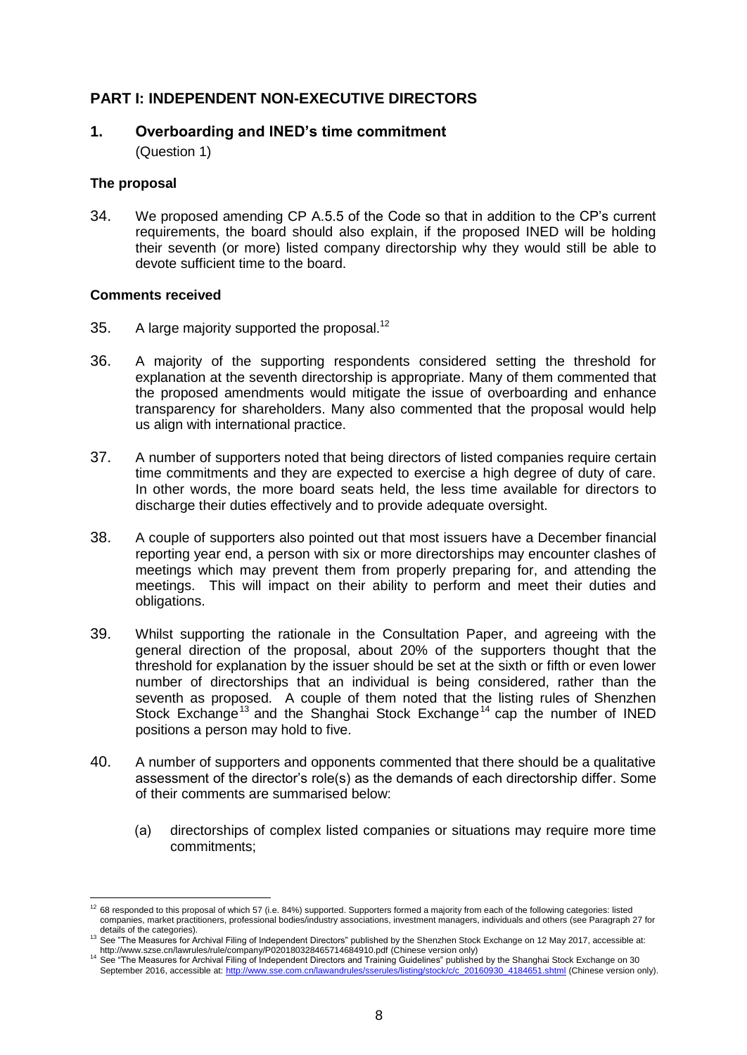## PART I: INDEPENDENT NON-EXECUTIVE DIRECTORS

### 1. Overboarding and INED's time commitment

(Question 1)

#### The proposal

34. We proposed amending CP A.5.5 of the Code so that in addition to the CP's current requirements, the board should also explain, if the proposed INED will be holding their seventh (or more) listed company directorship why they would still be able to devote sufficient time to the board.

#### Comments received

35. A large majority supported the proposal.[12]

36. A majority of the supporting respondents considered setting the threshold for explanation at the seventh directorship is appropriate. Many of them commented that the proposed amendments would mitigate the issue of overboarding and enhance transparency for shareholders. Many also commented that the proposal would help us align with international practice.

37. A number of supporters noted that being directors of listed companies require certain time commitments and they are expected to exercise a high degree of duty of care. In other words, the more board seats held, the less time available for directors to discharge their duties effectively and to provide adequate oversight.

38. A couple of supporters also pointed out that most issuers have a December financial reporting year end, a person with six or more directorships may encounter clashes of meetings which may prevent them from properly preparing for, and attending the meetings. This will impact on their ability to perform and meet their duties and obligations.

39. Whilst supporting the rationale in the Consultation Paper, and agreeing with the general direction of the proposal, about 20% of the supporters thought that the threshold for explanation by the issuer should be set at the sixth or fifth or even lower number of directorships that an individual is being considered, rather than the seventh as proposed. A couple of them noted that the listing rules of Shenzhen Stock Exchange[13] and the Shanghai Stock Exchange[14] cap the number of INED positions a person may hold to five.

40. A number of supporters and opponents commented that there should be a qualitative assessment of the director's role(s) as the demands of each directorship differ. Some of their comments are summarised below:

    (a) directorships of complex listed companies or situations may require more time commitments;

---

[12] 68 responded to this proposal of which 57 (i.e. 84%) supported. Supporters formed a majority from each of the following categories: listed companies, market practitioners, professional bodies/industry associations, investment managers, individuals and others (see Paragraph 27 for details of the categories).

[13] See "The Measures for Archival Filing of Independent Directors" published by the Shenzhen Stock Exchange on 12 May 2017, accessible at: http://www.szse.cn/lawrules/rule/company/P020180328465714684910.pdf (Chinese version only)

[14] See "The Measures for Archival Filing of Independent Directors and Training Guidelines" published by the Shanghai Stock Exchange on 30 September 2016, accessible at: http://www.sse.com.cn/lawandrules/sserules/listing/stock/c/c_20160930_4184651.shtml (Chinese version only).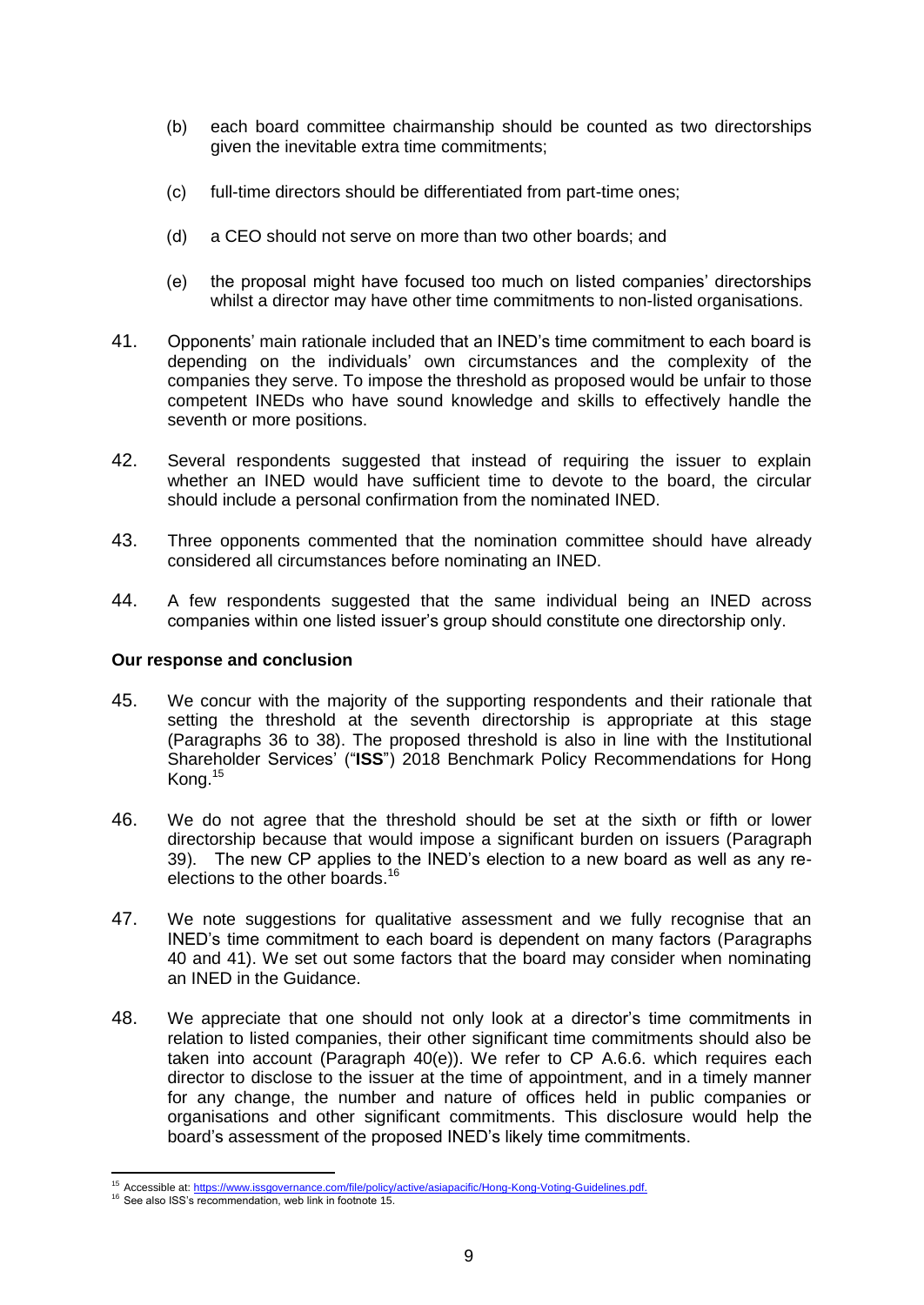(b) each board committee chairmanship should be counted as two directorships given the inevitable extra time commitments;

(c) full-time directors should be differentiated from part-time ones;

(d) a CEO should not serve on more than two other boards; and

(e) the proposal might have focused too much on listed companies' directorships whilst a director may have other time commitments to non-listed organisations.

41. Opponents' main rationale included that an INED's time commitment to each board is depending on the individuals' own circumstances and the complexity of the companies they serve. To impose the threshold as proposed would be unfair to those competent INEDs who have sound knowledge and skills to effectively handle the seventh or more positions.

42. Several respondents suggested that instead of requiring the issuer to explain whether an INED would have sufficient time to devote to the board, the circular should include a personal confirmation from the nominated INED.

43. Three opponents commented that the nomination committee should have already considered all circumstances before nominating an INED.

44. A few respondents suggested that the same individual being an INED across companies within one listed issuer's group should constitute one directorship only.

**Our response and conclusion**

45. We concur with the majority of the supporting respondents and their rationale that setting the threshold at the seventh directorship is appropriate at this stage (Paragraphs 36 to 38). The proposed threshold is also in line with the Institutional Shareholder Services' ("**ISS**") 2018 Benchmark Policy Recommendations for Hong Kong.[15]

46. We do not agree that the threshold should be set at the sixth or fifth or lower directorship because that would impose a significant burden on issuers (Paragraph 39). The new CP applies to the INED's election to a new board as well as any re-elections to the other boards.[16]

47. We note suggestions for qualitative assessment and we fully recognise that an INED's time commitment to each board is dependent on many factors (Paragraphs 40 and 41). We set out some factors that the board may consider when nominating an INED in the Guidance.

48. We appreciate that one should not only look at a director's time commitments in relation to listed companies, their other significant time commitments should also be taken into account (Paragraph 40(e)). We refer to CP A.6.6. which requires each director to disclose to the issuer at the time of appointment, and in a timely manner for any change, the number and nature of offices held in public companies or organisations and other significant commitments. This disclosure would help the board's assessment of the proposed INED's likely time commitments.

---

[15] Accessible at: https://www.issgovernance.com/file/policy/active/asiapacific/Hong-Kong-Voting-Guidelines.pdf.

[16] See also ISS's recommendation, web link in footnote 15.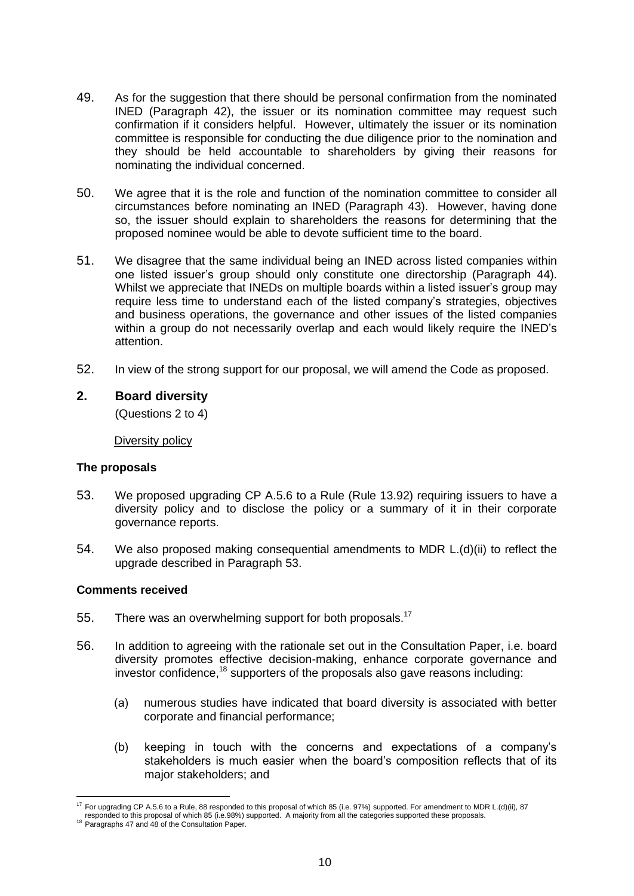49. As for the suggestion that there should be personal confirmation from the nominated INED (Paragraph 42), the issuer or its nomination committee may request such confirmation if it considers helpful. However, ultimately the issuer or its nomination committee is responsible for conducting the due diligence prior to the nomination and they should be held accountable to shareholders by giving their reasons for nominating the individual concerned.

50. We agree that it is the role and function of the nomination committee to consider all circumstances before nominating an INED (Paragraph 43). However, having done so, the issuer should explain to shareholders the reasons for determining that the proposed nominee would be able to devote sufficient time to the board.

51. We disagree that the same individual being an INED across listed companies within one listed issuer's group should only constitute one directorship (Paragraph 44). Whilst we appreciate that INEDs on multiple boards within a listed issuer's group may require less time to understand each of the listed company's strategies, objectives and business operations, the governance and other issues of the listed companies within a group do not necessarily overlap and each would likely require the INED's attention.

52. In view of the strong support for our proposal, we will amend the Code as proposed.

## 2. Board diversity

(Questions 2 to 4)

Diversity policy

### The proposals

53. We proposed upgrading CP A.5.6 to a Rule (Rule 13.92) requiring issuers to have a diversity policy and to disclose the policy or a summary of it in their corporate governance reports.

54. We also proposed making consequential amendments to MDR L.(d)(ii) to reflect the upgrade described in Paragraph 53.

### Comments received

55. There was an overwhelming support for both proposals.[17]

56. In addition to agreeing with the rationale set out in the Consultation Paper, i.e. board diversity promotes effective decision-making, enhance corporate governance and investor confidence,[18] supporters of the proposals also gave reasons including:

   (a) numerous studies have indicated that board diversity is associated with better corporate and financial performance;

   (b) keeping in touch with the concerns and expectations of a company's stakeholders is much easier when the board's composition reflects that of its major stakeholders; and

---

[17] For upgrading CP A.5.6 to a Rule, 88 responded to this proposal of which 85 (i.e. 97%) supported. For amendment to MDR L.(d)(ii), 87 responded to this proposal of which 85 (i.e.98%) supported. A majority from all the categories supported these proposals.

[18] Paragraphs 47 and 48 of the Consultation Paper.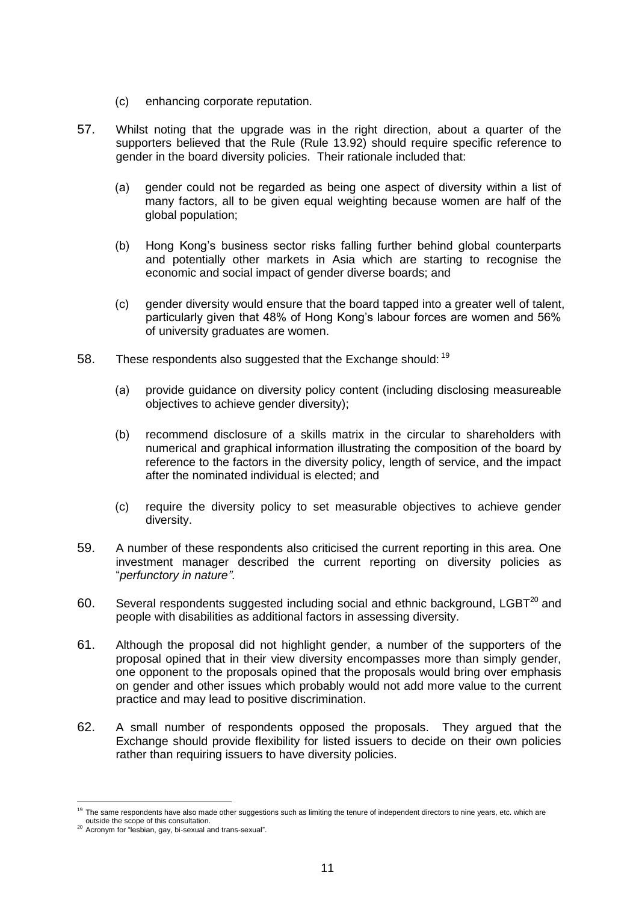(c) enhancing corporate reputation.

57. Whilst noting that the upgrade was in the right direction, about a quarter of the supporters believed that the Rule (Rule 13.92) should require specific reference to gender in the board diversity policies. Their rationale included that:

    (a) gender could not be regarded as being one aspect of diversity within a list of many factors, all to be given equal weighting because women are half of the global population;

    (b) Hong Kong's business sector risks falling further behind global counterparts and potentially other markets in Asia which are starting to recognise the economic and social impact of gender diverse boards; and

    (c) gender diversity would ensure that the board tapped into a greater well of talent, particularly given that 48% of Hong Kong's labour forces are women and 56% of university graduates are women.

58. These respondents also suggested that the Exchange should: [19]

    (a) provide guidance on diversity policy content (including disclosing measureable objectives to achieve gender diversity);

    (b) recommend disclosure of a skills matrix in the circular to shareholders with numerical and graphical information illustrating the composition of the board by reference to the factors in the diversity policy, length of service, and the impact after the nominated individual is elected; and

    (c) require the diversity policy to set measurable objectives to achieve gender diversity.

59. A number of these respondents also criticised the current reporting in this area. One investment manager described the current reporting on diversity policies as "*perfunctory in nature"*.

60. Several respondents suggested including social and ethnic background, LGBT[20] and people with disabilities as additional factors in assessing diversity.

61. Although the proposal did not highlight gender, a number of the supporters of the proposal opined that in their view diversity encompasses more than simply gender, one opponent to the proposals opined that the proposals would bring over emphasis on gender and other issues which probably would not add more value to the current practice and may lead to positive discrimination.

62. A small number of respondents opposed the proposals. They argued that the Exchange should provide flexibility for listed issuers to decide on their own policies rather than requiring issuers to have diversity policies.

---

[19] The same respondents have also made other suggestions such as limiting the tenure of independent directors to nine years, etc. which are outside the scope of this consultation.

[20] Acronym for "lesbian, gay, bi-sexual and trans-sexual".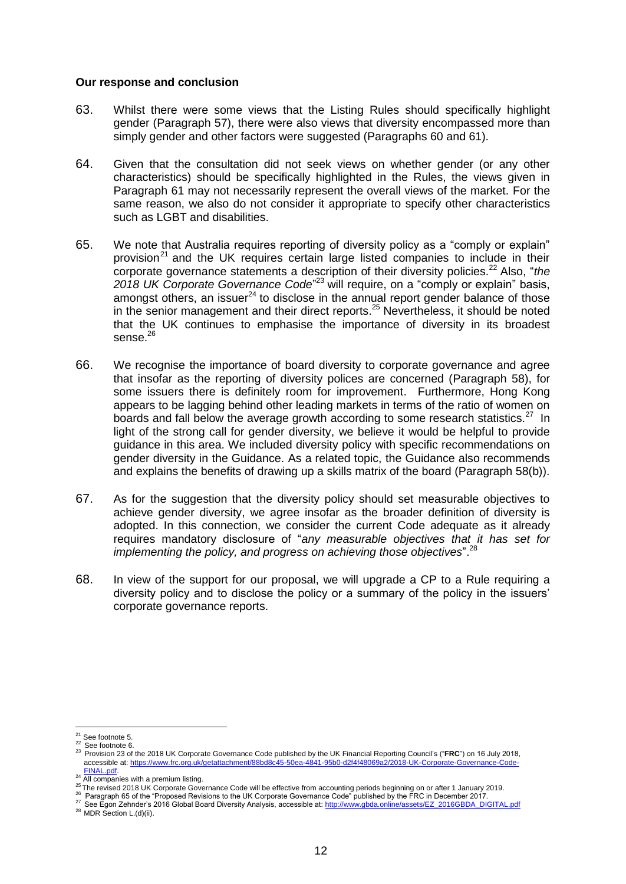**Our response and conclusion**

63. Whilst there were some views that the Listing Rules should specifically highlight gender (Paragraph 57), there were also views that diversity encompassed more than simply gender and other factors were suggested (Paragraphs 60 and 61).

64. Given that the consultation did not seek views on whether gender (or any other characteristics) should be specifically highlighted in the Rules, the views given in Paragraph 61 may not necessarily represent the overall views of the market. For the same reason, we also do not consider it appropriate to specify other characteristics such as LGBT and disabilities.

65. We note that Australia requires reporting of diversity policy as a "comply or explain" provision[21] and the UK requires certain large listed companies to include in their corporate governance statements a description of their diversity policies.[22] Also, "*the 2018 UK Corporate Governance Code*"[23] will require, on a "comply or explain" basis, amongst others, an issuer[24] to disclose in the annual report gender balance of those in the senior management and their direct reports.[25] Nevertheless, it should be noted that the UK continues to emphasise the importance of diversity in its broadest sense.[26]

66. We recognise the importance of board diversity to corporate governance and agree that insofar as the reporting of diversity polices are concerned (Paragraph 58), for some issuers there is definitely room for improvement. Furthermore, Hong Kong appears to be lagging behind other leading markets in terms of the ratio of women on boards and fall below the average growth according to some research statistics.[27] In light of the strong call for gender diversity, we believe it would be helpful to provide guidance in this area. We included diversity policy with specific recommendations on gender diversity in the Guidance. As a related topic, the Guidance also recommends and explains the benefits of drawing up a skills matrix of the board (Paragraph 58(b)).

67. As for the suggestion that the diversity policy should set measurable objectives to achieve gender diversity, we agree insofar as the broader definition of diversity is adopted. In this connection, we consider the current Code adequate as it already requires mandatory disclosure of "*any measurable objectives that it has set for implementing the policy, and progress on achieving those objectives*".[28]

68. In view of the support for our proposal, we will upgrade a CP to a Rule requiring a diversity policy and to disclose the policy or a summary of the policy in the issuers' corporate governance reports.

---

[21] See footnote 5.

[22] See footnote 6.

[23] Provision 23 of the 2018 UK Corporate Governance Code published by the UK Financial Reporting Council's ("**FRC**") on 16 July 2018, accessible at: https://www.frc.org.uk/getattachment/88bd8c45-50ea-4841-95b0-d2f4f48069a2/2018-UK-Corporate-Governance-Code-FINAL.pdf.

[24] All companies with a premium listing.

[25] The revised 2018 UK Corporate Governance Code will be effective from accounting periods beginning on or after 1 January 2019.

[26] Paragraph 65 of the "Proposed Revisions to the UK Corporate Governance Code" published by the FRC in December 2017.

[27] See Egon Zehnder's 2016 Global Board Diversity Analysis, accessible at: http://www.gbda.online/assets/EZ_2016GBDA_DIGITAL.pdf

[28] MDR Section L.(d)(ii).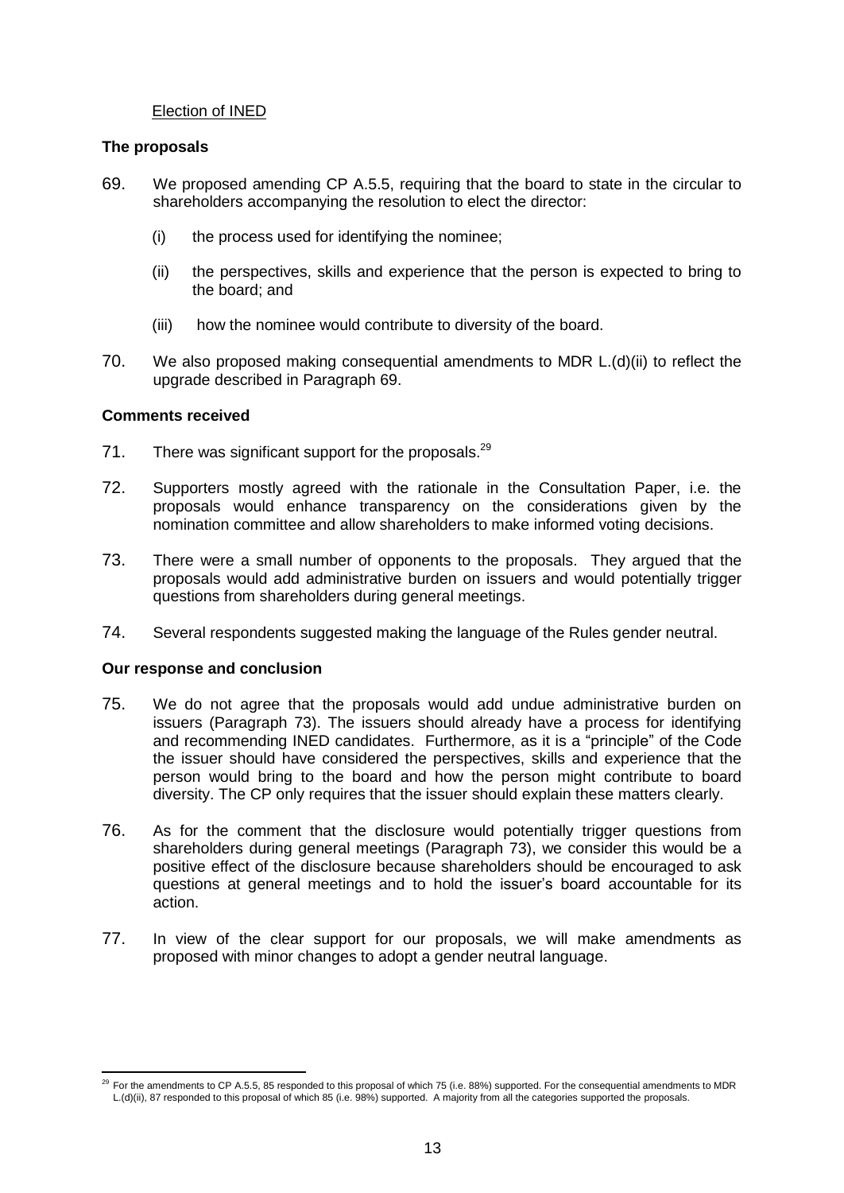Election of INED

**The proposals**

69. We proposed amending CP A.5.5, requiring that the board to state in the circular to shareholders accompanying the resolution to elect the director:

    (i) the process used for identifying the nominee;

    (ii) the perspectives, skills and experience that the person is expected to bring to the board; and

    (iii) how the nominee would contribute to diversity of the board.

70. We also proposed making consequential amendments to MDR L.(d)(ii) to reflect the upgrade described in Paragraph 69.

**Comments received**

71. There was significant support for the proposals.[29]

72. Supporters mostly agreed with the rationale in the Consultation Paper, i.e. the proposals would enhance transparency on the considerations given by the nomination committee and allow shareholders to make informed voting decisions.

73. There were a small number of opponents to the proposals. They argued that the proposals would add administrative burden on issuers and would potentially trigger questions from shareholders during general meetings.

74. Several respondents suggested making the language of the Rules gender neutral.

**Our response and conclusion**

75. We do not agree that the proposals would add undue administrative burden on issuers (Paragraph 73). The issuers should already have a process for identifying and recommending INED candidates. Furthermore, as it is a "principle" of the Code the issuer should have considered the perspectives, skills and experience that the person would bring to the board and how the person might contribute to board diversity. The CP only requires that the issuer should explain these matters clearly.

76. As for the comment that the disclosure would potentially trigger questions from shareholders during general meetings (Paragraph 73), we consider this would be a positive effect of the disclosure because shareholders should be encouraged to ask questions at general meetings and to hold the issuer's board accountable for its action.

77. In view of the clear support for our proposals, we will make amendments as proposed with minor changes to adopt a gender neutral language.

---

[29] For the amendments to CP A.5.5, 85 responded to this proposal of which 75 (i.e. 88%) supported. For the consequential amendments to MDR L.(d)(ii), 87 responded to this proposal of which 85 (i.e. 98%) supported. A majority from all the categories supported the proposals.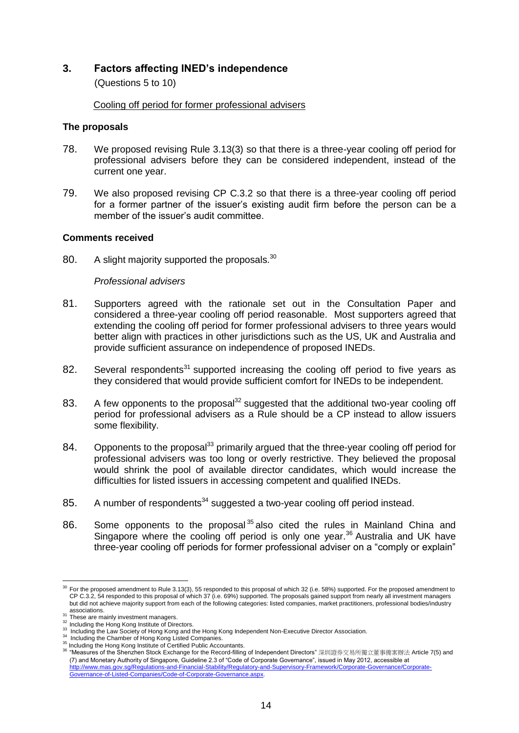## 3. Factors affecting INED's independence

(Questions 5 to 10)

Cooling off period for former professional advisers

### The proposals

78. We proposed revising Rule 3.13(3) so that there is a three-year cooling off period for professional advisers before they can be considered independent, instead of the current one year.

79. We also proposed revising CP C.3.2 so that there is a three-year cooling off period for a former partner of the issuer's existing audit firm before the person can be a member of the issuer's audit committee.

### Comments received

80. A slight majority supported the proposals.[30]

*Professional advisers*

81. Supporters agreed with the rationale set out in the Consultation Paper and considered a three-year cooling off period reasonable. Most supporters agreed that extending the cooling off period for former professional advisers to three years would better align with practices in other jurisdictions such as the US, UK and Australia and provide sufficient assurance on independence of proposed INEDs.

82. Several respondents[31] supported increasing the cooling off period to five years as they considered that would provide sufficient comfort for INEDs to be independent.

83. A few opponents to the proposal[32] suggested that the additional two-year cooling off period for professional advisers as a Rule should be a CP instead to allow issuers some flexibility.

84. Opponents to the proposal[33] primarily argued that the three-year cooling off period for professional advisers was too long or overly restrictive. They believed the proposal would shrink the pool of available director candidates, which would increase the difficulties for listed issuers in accessing competent and qualified INEDs.

85. A number of respondents[34] suggested a two-year cooling off period instead.

86. Some opponents to the proposal[35] also cited the rules in Mainland China and Singapore where the cooling off period is only one year.[36] Australia and UK have three-year cooling off periods for former professional adviser on a "comply or explain"

---

[30] For the proposed amendment to Rule 3.13(3), 55 responded to this proposal of which 32 (i.e. 58%) supported. For the proposed amendment to CP C.3.2, 54 responded to this proposal of which 37 (i.e. 69%) supported. The proposals gained support from nearly all investment managers but did not achieve majority support from each of the following categories: listed companies, market practitioners, professional bodies/industry associations.

[31] These are mainly investment managers.

[32] Including the Hong Kong Institute of Directors.

[33] Including the Law Society of Hong Kong and the Hong Kong Independent Non-Executive Director Association.

[34] Including the Chamber of Hong Kong Listed Companies.

[35] Including the Hong Kong Institute of Certified Public Accountants.

[36] "Measures of the Shenzhen Stock Exchange for the Record-filling of Independent Directors" 深圳證券交易所獨立董事備案辦法 Article 7(5) and (7) and Monetary Authority of Singapore, Guideline 2.3 of "Code of Corporate Governance", issued in May 2012, accessible at http://www.mas.gov.sg/Regulations-and-Financial-Stability/Regulatory-and-Supervisory-Framework/Corporate-Governance/Corporate-Governance-of-Listed-Companies/Code-of-Corporate-Governance.aspx.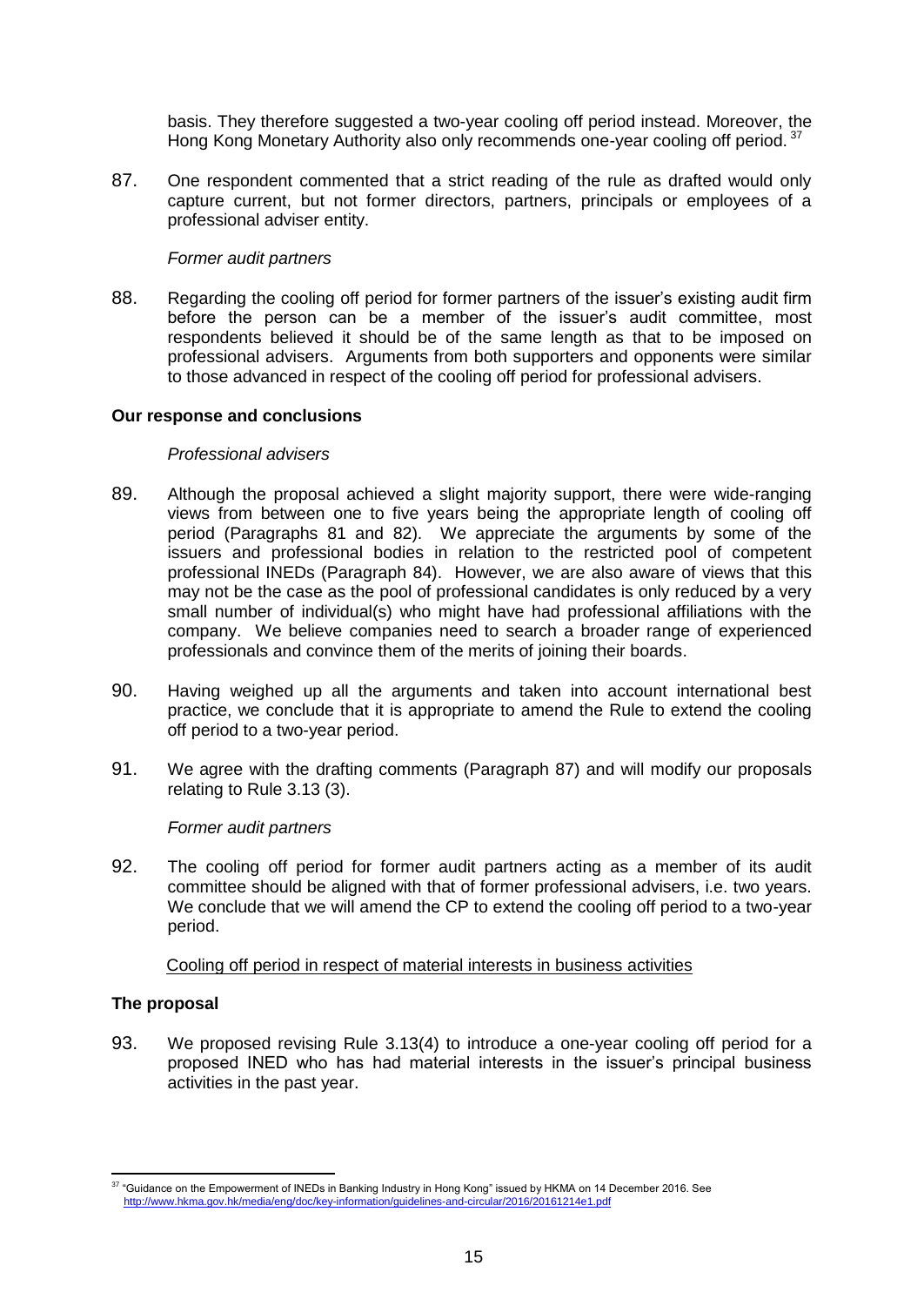basis. They therefore suggested a two-year cooling off period instead. Moreover, the Hong Kong Monetary Authority also only recommends one-year cooling off period.[37]

87. One respondent commented that a strict reading of the rule as drafted would only capture current, but not former directors, partners, principals or employees of a professional adviser entity.

*Former audit partners*

88. Regarding the cooling off period for former partners of the issuer's existing audit firm before the person can be a member of the issuer's audit committee, most respondents believed it should be of the same length as that to be imposed on professional advisers. Arguments from both supporters and opponents were similar to those advanced in respect of the cooling off period for professional advisers.

**Our response and conclusions**

*Professional advisers*

89. Although the proposal achieved a slight majority support, there were wide-ranging views from between one to five years being the appropriate length of cooling off period (Paragraphs 81 and 82). We appreciate the arguments by some of the issuers and professional bodies in relation to the restricted pool of competent professional INEDs (Paragraph 84). However, we are also aware of views that this may not be the case as the pool of professional candidates is only reduced by a very small number of individual(s) who might have had professional affiliations with the company. We believe companies need to search a broader range of experienced professionals and convince them of the merits of joining their boards.

90. Having weighed up all the arguments and taken into account international best practice, we conclude that it is appropriate to amend the Rule to extend the cooling off period to a two-year period.

91. We agree with the drafting comments (Paragraph 87) and will modify our proposals relating to Rule 3.13 (3).

*Former audit partners*

92. The cooling off period for former audit partners acting as a member of its audit committee should be aligned with that of former professional advisers, i.e. two years. We conclude that we will amend the CP to extend the cooling off period to a two-year period.

Cooling off period in respect of material interests in business activities

**The proposal**

93. We proposed revising Rule 3.13(4) to introduce a one-year cooling off period for a proposed INED who has had material interests in the issuer's principal business activities in the past year.

---

[37] "Guidance on the Empowerment of INEDs in Banking Industry in Hong Kong" issued by HKMA on 14 December 2016. See http://www.hkma.gov.hk/media/eng/doc/key-information/guidelines-and-circular/2016/20161214e1.pdf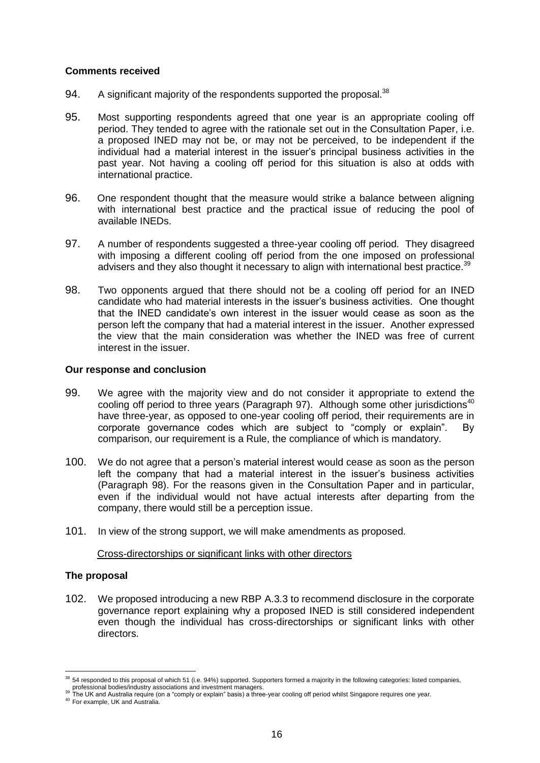**Comments received**

94. A significant majority of the respondents supported the proposal.[38]

95. Most supporting respondents agreed that one year is an appropriate cooling off period. They tended to agree with the rationale set out in the Consultation Paper, i.e. a proposed INED may not be, or may not be perceived, to be independent if the individual had a material interest in the issuer's principal business activities in the past year. Not having a cooling off period for this situation is also at odds with international practice.

96. One respondent thought that the measure would strike a balance between aligning with international best practice and the practical issue of reducing the pool of available INEDs.

97. A number of respondents suggested a three-year cooling off period. They disagreed with imposing a different cooling off period from the one imposed on professional advisers and they also thought it necessary to align with international best practice.[39]

98. Two opponents argued that there should not be a cooling off period for an INED candidate who had material interests in the issuer's business activities. One thought that the INED candidate's own interest in the issuer would cease as soon as the person left the company that had a material interest in the issuer. Another expressed the view that the main consideration was whether the INED was free of current interest in the issuer.

**Our response and conclusion**

99. We agree with the majority view and do not consider it appropriate to extend the cooling off period to three years (Paragraph 97). Although some other jurisdictions[40] have three-year, as opposed to one-year cooling off period, their requirements are in corporate governance codes which are subject to "comply or explain". By comparison, our requirement is a Rule, the compliance of which is mandatory.

100. We do not agree that a person's material interest would cease as soon as the person left the company that had a material interest in the issuer's business activities (Paragraph 98). For the reasons given in the Consultation Paper and in particular, even if the individual would not have actual interests after departing from the company, there would still be a perception issue.

101. In view of the strong support, we will make amendments as proposed.

Cross-directorships or significant links with other directors

**The proposal**

102. We proposed introducing a new RBP A.3.3 to recommend disclosure in the corporate governance report explaining why a proposed INED is still considered independent even though the individual has cross-directorships or significant links with other directors.

---

[38] 54 responded to this proposal of which 51 (i.e. 94%) supported. Supporters formed a majority in the following categories: listed companies, professional bodies/industry associations and investment managers.

[39] The UK and Australia require (on a "comply or explain" basis) a three-year cooling off period whilst Singapore requires one year.

[40] For example, UK and Australia.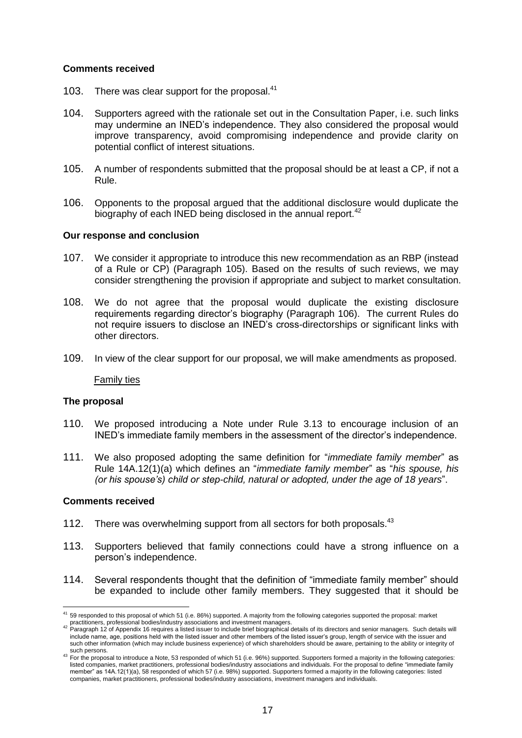**Comments received**

103. There was clear support for the proposal.[41]

104. Supporters agreed with the rationale set out in the Consultation Paper, i.e. such links may undermine an INED's independence. They also considered the proposal would improve transparency, avoid compromising independence and provide clarity on potential conflict of interest situations.

105. A number of respondents submitted that the proposal should be at least a CP, if not a Rule.

106. Opponents to the proposal argued that the additional disclosure would duplicate the biography of each INED being disclosed in the annual report.[42]

**Our response and conclusion**

107. We consider it appropriate to introduce this new recommendation as an RBP (instead of a Rule or CP) (Paragraph 105). Based on the results of such reviews, we may consider strengthening the provision if appropriate and subject to market consultation.

108. We do not agree that the proposal would duplicate the existing disclosure requirements regarding director's biography (Paragraph 106). The current Rules do not require issuers to disclose an INED's cross-directorships or significant links with other directors.

109. In view of the clear support for our proposal, we will make amendments as proposed.

Family ties

**The proposal**

110. We proposed introducing a Note under Rule 3.13 to encourage inclusion of an INED's immediate family members in the assessment of the director's independence.

111. We also proposed adopting the same definition for "*immediate family member*" as Rule 14A.12(1)(a) which defines an "*immediate family member*" as "*his spouse, his (or his spouse's) child or step-child, natural or adopted, under the age of 18 years*".

**Comments received**

112. There was overwhelming support from all sectors for both proposals.[43]

113. Supporters believed that family connections could have a strong influence on a person's independence.

114. Several respondents thought that the definition of "immediate family member" should be expanded to include other family members. They suggested that it should be

---

[41] 59 responded to this proposal of which 51 (i.e. 86%) supported. A majority from the following categories supported the proposal: market practitioners, professional bodies/industry associations and investment managers.

[42] Paragraph 12 of Appendix 16 requires a listed issuer to include brief biographical details of its directors and senior managers. Such details will include name, age, positions held with the listed issuer and other members of the listed issuer's group, length of service with the issuer and such other information (which may include business experience) of which shareholders should be aware, pertaining to the ability or integrity of such persons.

[43] For the proposal to introduce a Note, 53 responded of which 51 (i.e. 96%) supported. Supporters formed a majority in the following categories: listed companies, market practitioners, professional bodies/industry associations and individuals. For the proposal to define "immediate family member" as 14A.12(1)(a), 58 responded of which 57 (i.e. 98%) supported. Supporters formed a majority in the following categories: listed companies, market practitioners, professional bodies/industry associations, investment managers and individuals.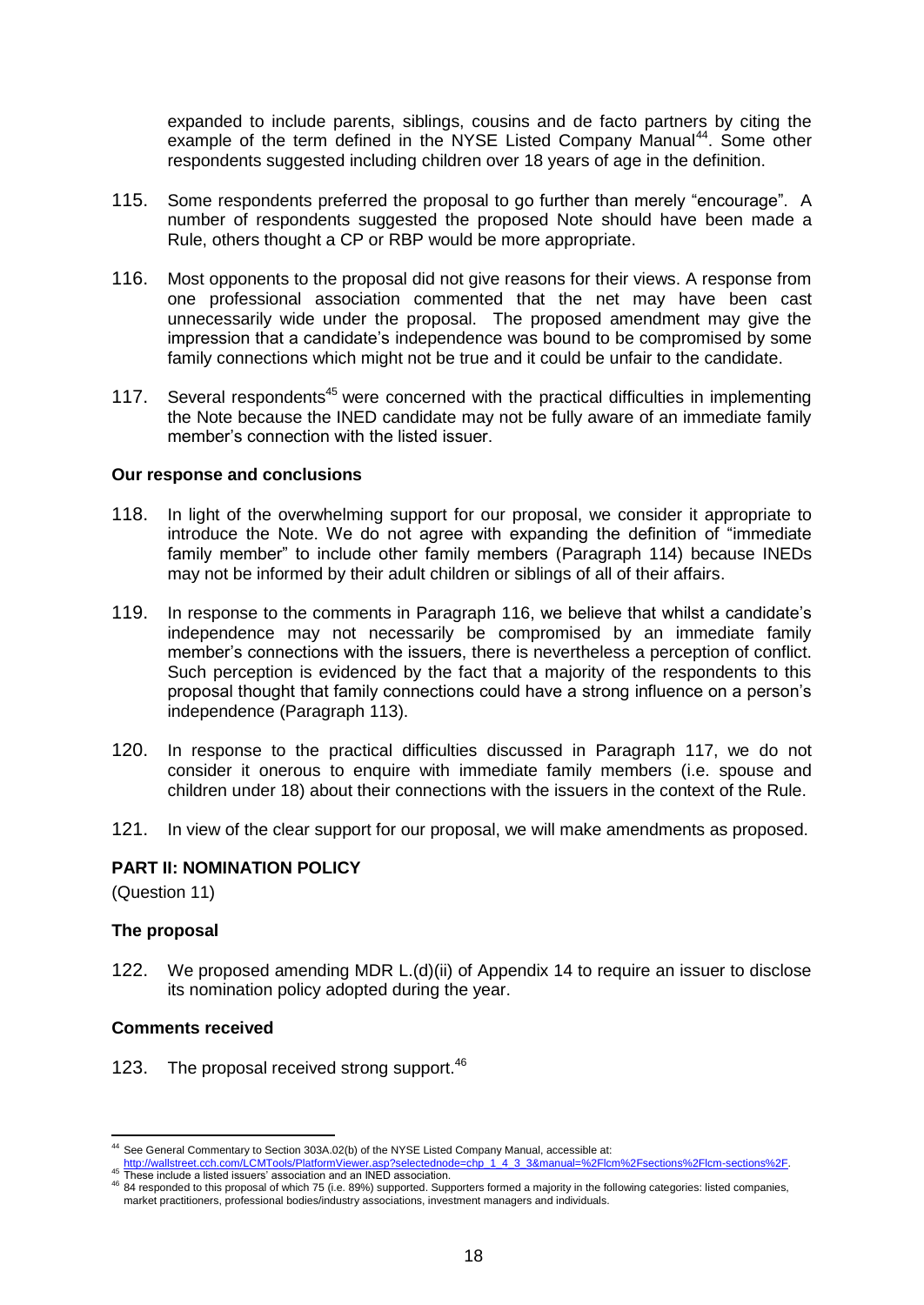expanded to include parents, siblings, cousins and de facto partners by citing the example of the term defined in the NYSE Listed Company Manual[44]. Some other respondents suggested including children over 18 years of age in the definition.

115. Some respondents preferred the proposal to go further than merely "encourage". A number of respondents suggested the proposed Note should have been made a Rule, others thought a CP or RBP would be more appropriate.

116. Most opponents to the proposal did not give reasons for their views. A response from one professional association commented that the net may have been cast unnecessarily wide under the proposal. The proposed amendment may give the impression that a candidate's independence was bound to be compromised by some family connections which might not be true and it could be unfair to the candidate.

117. Several respondents[45] were concerned with the practical difficulties in implementing the Note because the INED candidate may not be fully aware of an immediate family member's connection with the listed issuer.

**Our response and conclusions**

118. In light of the overwhelming support for our proposal, we consider it appropriate to introduce the Note. We do not agree with expanding the definition of "immediate family member" to include other family members (Paragraph 114) because INEDs may not be informed by their adult children or siblings of all of their affairs.

119. In response to the comments in Paragraph 116, we believe that whilst a candidate's independence may not necessarily be compromised by an immediate family member's connections with the issuers, there is nevertheless a perception of conflict. Such perception is evidenced by the fact that a majority of the respondents to this proposal thought that family connections could have a strong influence on a person's independence (Paragraph 113).

120. In response to the practical difficulties discussed in Paragraph 117, we do not consider it onerous to enquire with immediate family members (i.e. spouse and children under 18) about their connections with the issuers in the context of the Rule.

121. In view of the clear support for our proposal, we will make amendments as proposed.

## PART II: NOMINATION POLICY

(Question 11)

**The proposal**

122. We proposed amending MDR L.(d)(ii) of Appendix 14 to require an issuer to disclose its nomination policy adopted during the year.

**Comments received**

123. The proposal received strong support.[46]

---

[44] See General Commentary to Section 303A.02(b) of the NYSE Listed Company Manual, accessible at: http://wallstreet.cch.com/LCMTools/PlatformViewer.asp?selectednode=chp_1_4_3_3&manual=%2Flcm%2Fsections%2Flcm-sections%2F.

[45] These include a listed issuers' association and an INED association.

[46] 84 responded to this proposal of which 75 (i.e. 89%) supported. Supporters formed a majority in the following categories: listed companies, market practitioners, professional bodies/industry associations, investment managers and individuals.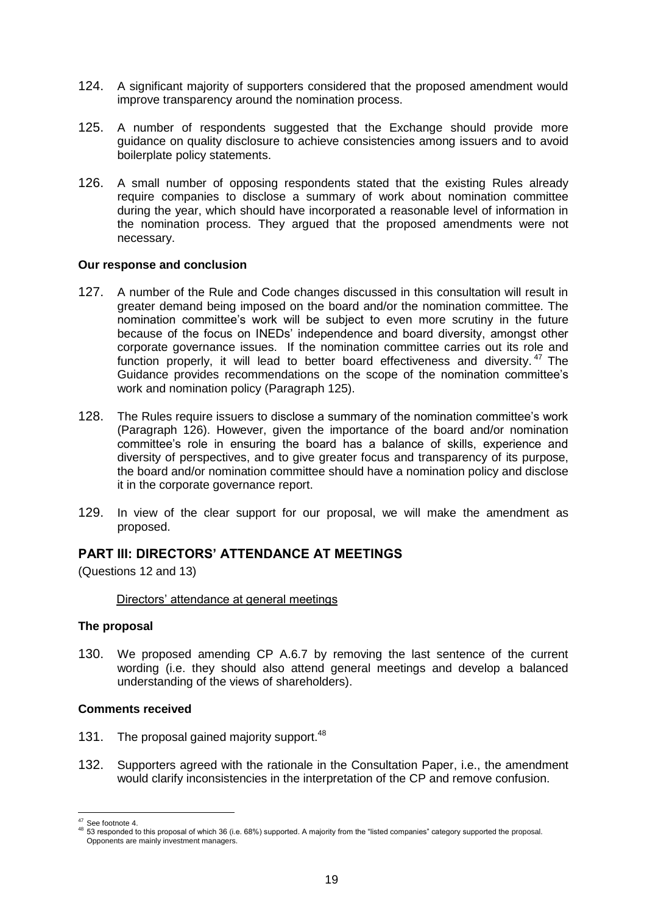124. A significant majority of supporters considered that the proposed amendment would improve transparency around the nomination process.

125. A number of respondents suggested that the Exchange should provide more guidance on quality disclosure to achieve consistencies among issuers and to avoid boilerplate policy statements.

126. A small number of opposing respondents stated that the existing Rules already require companies to disclose a summary of work about nomination committee during the year, which should have incorporated a reasonable level of information in the nomination process. They argued that the proposed amendments were not necessary.

**Our response and conclusion**

127. A number of the Rule and Code changes discussed in this consultation will result in greater demand being imposed on the board and/or the nomination committee. The nomination committee's work will be subject to even more scrutiny in the future because of the focus on INEDs' independence and board diversity, amongst other corporate governance issues. If the nomination committee carries out its role and function properly, it will lead to better board effectiveness and diversity.[47] The Guidance provides recommendations on the scope of the nomination committee's work and nomination policy (Paragraph 125).

128. The Rules require issuers to disclose a summary of the nomination committee's work (Paragraph 126). However, given the importance of the board and/or nomination committee's role in ensuring the board has a balance of skills, experience and diversity of perspectives, and to give greater focus and transparency of its purpose, the board and/or nomination committee should have a nomination policy and disclose it in the corporate governance report.

129. In view of the clear support for our proposal, we will make the amendment as proposed.

## PART III: DIRECTORS' ATTENDANCE AT MEETINGS

(Questions 12 and 13)

Directors' attendance at general meetings

**The proposal**

130. We proposed amending CP A.6.7 by removing the last sentence of the current wording (i.e. they should also attend general meetings and develop a balanced understanding of the views of shareholders).

**Comments received**

131. The proposal gained majority support.[48]

132. Supporters agreed with the rationale in the Consultation Paper, i.e., the amendment would clarify inconsistencies in the interpretation of the CP and remove confusion.

---

[47] See footnote 4.

[48] 53 responded to this proposal of which 36 (i.e. 68%) supported. A majority from the "listed companies" category supported the proposal. Opponents are mainly investment managers.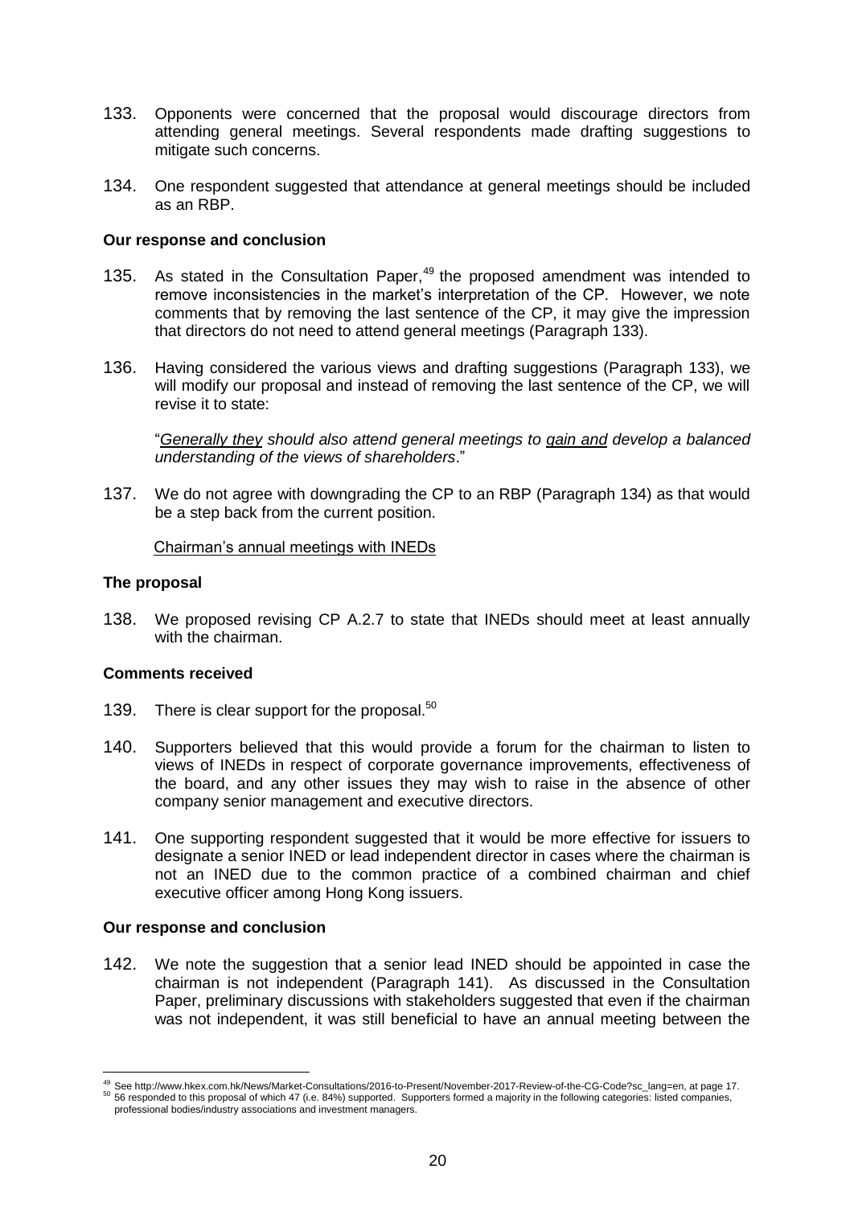133. Opponents were concerned that the proposal would discourage directors from attending general meetings. Several respondents made drafting suggestions to mitigate such concerns.

134. One respondent suggested that attendance at general meetings should be included as an RBP.

**Our response and conclusion**

135. As stated in the Consultation Paper,[49] the proposed amendment was intended to remove inconsistencies in the market's interpretation of the CP. However, we note comments that by removing the last sentence of the CP, it may give the impression that directors do not need to attend general meetings (Paragraph 133).

136. Having considered the various views and drafting suggestions (Paragraph 133), we will modify our proposal and instead of removing the last sentence of the CP, we will revise it to state:

"*Generally they should also attend general meetings to gain and develop a balanced understanding of the views of shareholders*."

137. We do not agree with downgrading the CP to an RBP (Paragraph 134) as that would be a step back from the current position.

Chairman's annual meetings with INEDs

**The proposal**

138. We proposed revising CP A.2.7 to state that INEDs should meet at least annually with the chairman.

**Comments received**

139. There is clear support for the proposal.[50]

140. Supporters believed that this would provide a forum for the chairman to listen to views of INEDs in respect of corporate governance improvements, effectiveness of the board, and any other issues they may wish to raise in the absence of other company senior management and executive directors.

141. One supporting respondent suggested that it would be more effective for issuers to designate a senior INED or lead independent director in cases where the chairman is not an INED due to the common practice of a combined chairman and chief executive officer among Hong Kong issuers.

**Our response and conclusion**

142. We note the suggestion that a senior lead INED should be appointed in case the chairman is not independent (Paragraph 141). As discussed in the Consultation Paper, preliminary discussions with stakeholders suggested that even if the chairman was not independent, it was still beneficial to have an annual meeting between the

---

[49] See http://www.hkex.com.hk/News/Market-Consultations/2016-to-Present/November-2017-Review-of-the-CG-Code?sc_lang=en, at page 17.

[50] 56 responded to this proposal of which 47 (i.e. 84%) supported. Supporters formed a majority in the following categories: listed companies, professional bodies/industry associations and investment managers.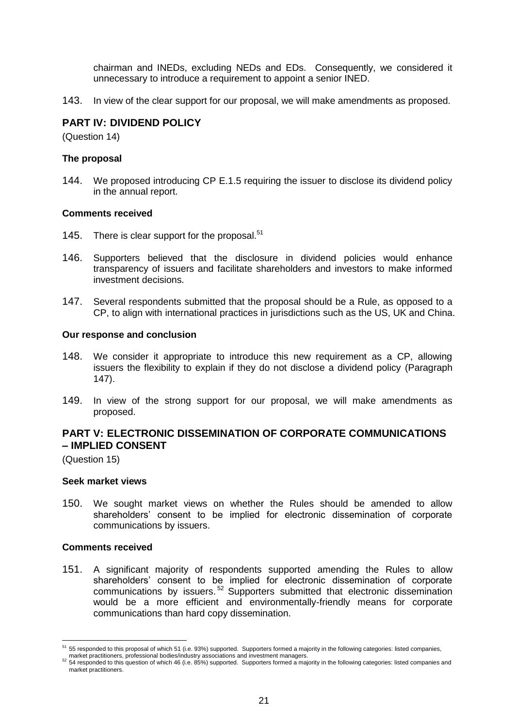chairman and INEDs, excluding NEDs and EDs. Consequently, we considered it unnecessary to introduce a requirement to appoint a senior INED.

143. In view of the clear support for our proposal, we will make amendments as proposed.

## PART IV: DIVIDEND POLICY

(Question 14)

### The proposal

144. We proposed introducing CP E.1.5 requiring the issuer to disclose its dividend policy in the annual report.

### Comments received

145. There is clear support for the proposal.[51]

146. Supporters believed that the disclosure in dividend policies would enhance transparency of issuers and facilitate shareholders and investors to make informed investment decisions.

147. Several respondents submitted that the proposal should be a Rule, as opposed to a CP, to align with international practices in jurisdictions such as the US, UK and China.

### Our response and conclusion

148. We consider it appropriate to introduce this new requirement as a CP, allowing issuers the flexibility to explain if they do not disclose a dividend policy (Paragraph 147).

149. In view of the strong support for our proposal, we will make amendments as proposed.

## PART V: ELECTRONIC DISSEMINATION OF CORPORATE COMMUNICATIONS – IMPLIED CONSENT

(Question 15)

### Seek market views

150. We sought market views on whether the Rules should be amended to allow shareholders' consent to be implied for electronic dissemination of corporate communications by issuers.

### Comments received

151. A significant majority of respondents supported amending the Rules to allow shareholders' consent to be implied for electronic dissemination of corporate communications by issuers.[52] Supporters submitted that electronic dissemination would be a more efficient and environmentally-friendly means for corporate communications than hard copy dissemination.

---

[51] 55 responded to this proposal of which 51 (i.e. 93%) supported. Supporters formed a majority in the following categories: listed companies, market practitioners, professional bodies/industry associations and investment managers.

[52] 54 responded to this question of which 46 (i.e. 85%) supported. Supporters formed a majority in the following categories: listed companies and market practitioners.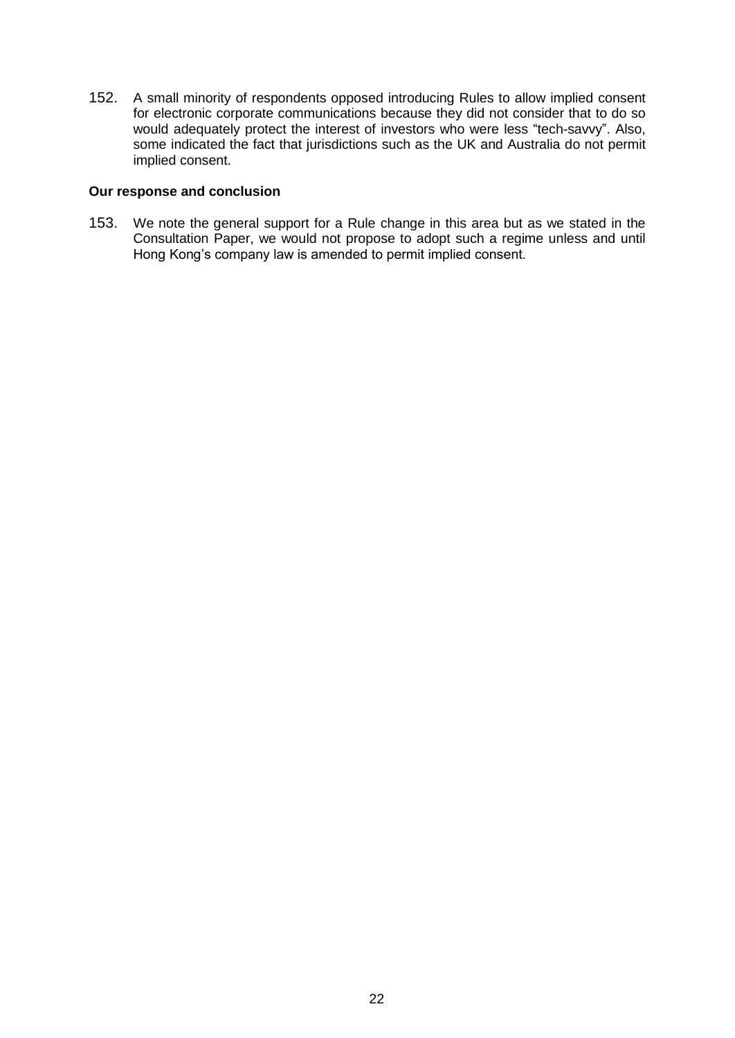152. A small minority of respondents opposed introducing Rules to allow implied consent for electronic corporate communications because they did not consider that to do so would adequately protect the interest of investors who were less "tech-savvy". Also, some indicated the fact that jurisdictions such as the UK and Australia do not permit implied consent.

**Our response and conclusion**

153. We note the general support for a Rule change in this area but as we stated in the Consultation Paper, we would not propose to adopt such a regime unless and until Hong Kong's company law is amended to permit implied consent.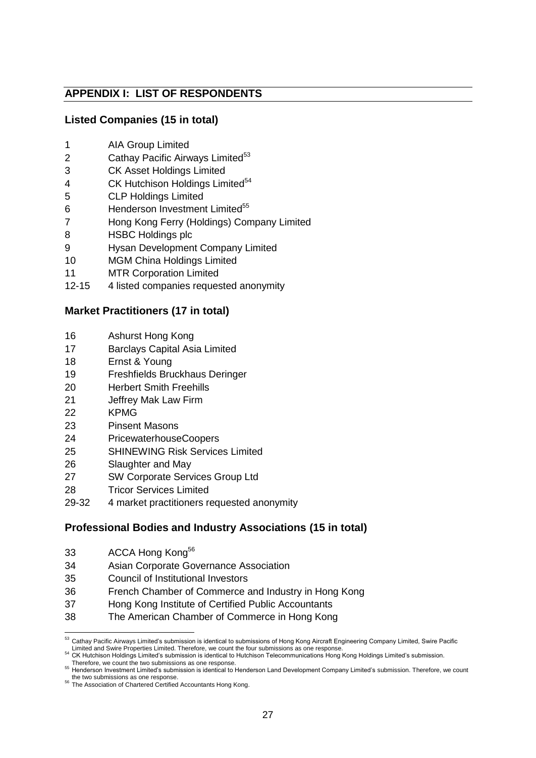## APPENDIX I: LIST OF RESPONDENTS

### Listed Companies (15 in total)

1 AIA Group Limited
2 Cathay Pacific Airways Limited[53]
3 CK Asset Holdings Limited
4 CK Hutchison Holdings Limited[54]
5 CLP Holdings Limited
6 Henderson Investment Limited[55]
7 Hong Kong Ferry (Holdings) Company Limited
8 HSBC Holdings plc
9 Hysan Development Company Limited
10 MGM China Holdings Limited
11 MTR Corporation Limited
12-15 4 listed companies requested anonymity

### Market Practitioners (17 in total)

16 Ashurst Hong Kong
17 Barclays Capital Asia Limited
18 Ernst & Young
19 Freshfields Bruckhaus Deringer
20 Herbert Smith Freehills
21 Jeffrey Mak Law Firm
22 KPMG
23 Pinsent Masons
24 PricewaterhouseCoopers
25 SHINEWING Risk Services Limited
26 Slaughter and May
27 SW Corporate Services Group Ltd
28 Tricor Services Limited
29-32 4 market practitioners requested anonymity

### Professional Bodies and Industry Associations (15 in total)

33 ACCA Hong Kong[56]
34 Asian Corporate Governance Association
35 Council of Institutional Investors
36 French Chamber of Commerce and Industry in Hong Kong
37 Hong Kong Institute of Certified Public Accountants
38 The American Chamber of Commerce in Hong Kong

---

[53] Cathay Pacific Airways Limited's submission is identical to submissions of Hong Kong Aircraft Engineering Company Limited, Swire Pacific Limited and Swire Properties Limited. Therefore, we count the four submissions as one response.

[54] CK Hutchison Holdings Limited's submission is identical to Hutchison Telecommunications Hong Kong Holdings Limited's submission. Therefore, we count the two submissions as one response.

[55] Henderson Investment Limited's submission is identical to Henderson Land Development Company Limited's submission. Therefore, we count the two submissions as one response.

[56] The Association of Chartered Certified Accountants Hong Kong.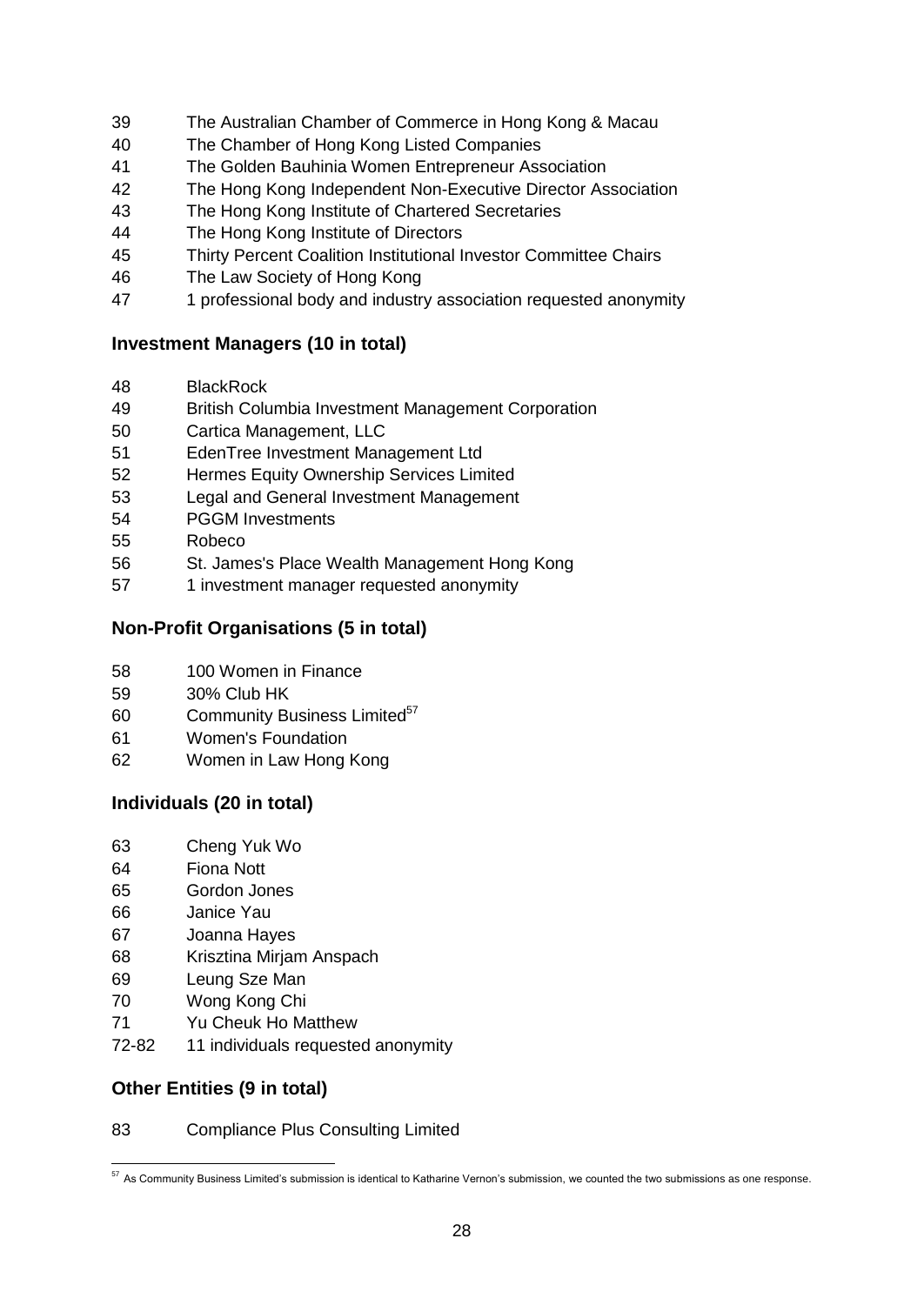39 The Australian Chamber of Commerce in Hong Kong & Macau
40 The Chamber of Hong Kong Listed Companies
41 The Golden Bauhinia Women Entrepreneur Association
42 The Hong Kong Independent Non-Executive Director Association
43 The Hong Kong Institute of Chartered Secretaries
44 The Hong Kong Institute of Directors
45 Thirty Percent Coalition Institutional Investor Committee Chairs
46 The Law Society of Hong Kong
47 1 professional body and industry association requested anonymity

### Investment Managers (10 in total)

48 BlackRock
49 British Columbia Investment Management Corporation
50 Cartica Management, LLC
51 EdenTree Investment Management Ltd
52 Hermes Equity Ownership Services Limited
53 Legal and General Investment Management
54 PGGM Investments
55 Robeco
56 St. James's Place Wealth Management Hong Kong
57 1 investment manager requested anonymity

### Non-Profit Organisations (5 in total)

58 100 Women in Finance
59 30% Club HK
60 Community Business Limited[57]
61 Women's Foundation
62 Women in Law Hong Kong

### Individuals (20 in total)

63 Cheng Yuk Wo
64 Fiona Nott
65 Gordon Jones
66 Janice Yau
67 Joanna Hayes
68 Krisztina Mirjam Anspach
69 Leung Sze Man
70 Wong Kong Chi
71 Yu Cheuk Ho Matthew
72-82 11 individuals requested anonymity

### Other Entities (9 in total)

83 Compliance Plus Consulting Limited

---

[57] As Community Business Limited's submission is identical to Katharine Vernon's submission, we counted the two submissions as one response.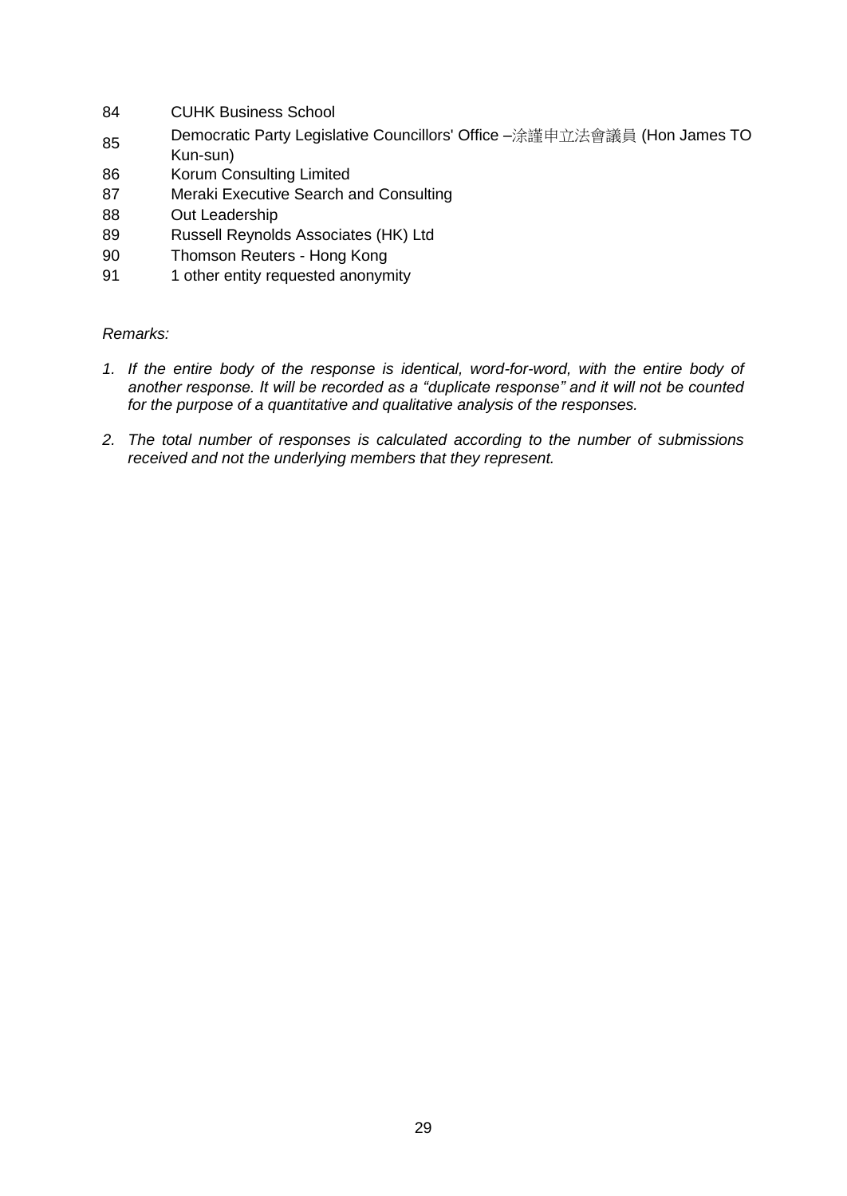| | |
|---|---|
| 84 | CUHK Business School |
| 85 | Democratic Party Legislative Councillors' Office –涂謹申立法會議員 (Hon James TO Kun-sun) |
| 86 | Korum Consulting Limited |
| 87 | Meraki Executive Search and Consulting |
| 88 | Out Leadership |
| 89 | Russell Reynolds Associates (HK) Ltd |
| 90 | Thomson Reuters - Hong Kong |
| 91 | 1 other entity requested anonymity |

*Remarks:*

1. *If the entire body of the response is identical, word-for-word, with the entire body of another response. It will be recorded as a "duplicate response" and it will not be counted for the purpose of a quantitative and qualitative analysis of the responses.*

2. *The total number of responses is calculated according to the number of submissions received and not the underlying members that they represent.*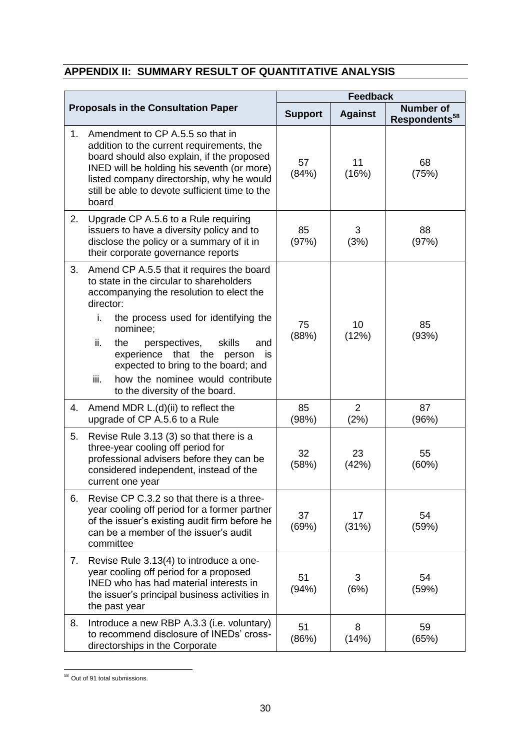## APPENDIX II: SUMMARY RESULT OF QUANTITATIVE ANALYSIS

| Proposals in the Consultation Paper | Feedback | | |
|---|---|---|---|
| | **Support** | **Against** | **Number of Respondents**[58] |
| 1. Amendment to CP A.5.5 so that in addition to the current requirements, the board should also explain, if the proposed INED will be holding his seventh (or more) listed company directorship, why he would still be able to devote sufficient time to the board | 57 (84%) | 11 (16%) | 68 (75%) |
| 2. Upgrade CP A.5.6 to a Rule requiring issuers to have a diversity policy and to disclose the policy or a summary of it in their corporate governance reports | 85 (97%) | 3 (3%) | 88 (97%) |
| 3. Amend CP A.5.5 that it requires the board to state in the circular to shareholders accompanying the resolution to elect the director: i. the process used for identifying the nominee; ii. the perspectives, skills and experience that the person is expected to bring to the board; and iii. how the nominee would contribute to the diversity of the board. | 75 (88%) | 10 (12%) | 85 (93%) |
| 4. Amend MDR L.(d)(ii) to reflect the upgrade of CP A.5.6 to a Rule | 85 (98%) | 2 (2%) | 87 (96%) |
| 5. Revise Rule 3.13 (3) so that there is a three-year cooling off period for professional advisers before they can be considered independent, instead of the current one year | 32 (58%) | 23 (42%) | 55 (60%) |
| 6. Revise CP C.3.2 so that there is a three-year cooling off period for a former partner of the issuer's existing audit firm before he can be a member of the issuer's audit committee | 37 (69%) | 17 (31%) | 54 (59%) |
| 7. Revise Rule 3.13(4) to introduce a one-year cooling off period for a proposed INED who has had material interests in the issuer's principal business activities in the past year | 51 (94%) | 3 (6%) | 54 (59%) |
| 8. Introduce a new RBP A.3.3 (i.e. voluntary) to recommend disclosure of INEDs' cross-directorships in the Corporate | 51 (86%) | 8 (14%) | 59 (65%) |

[58] Out of 91 total submissions.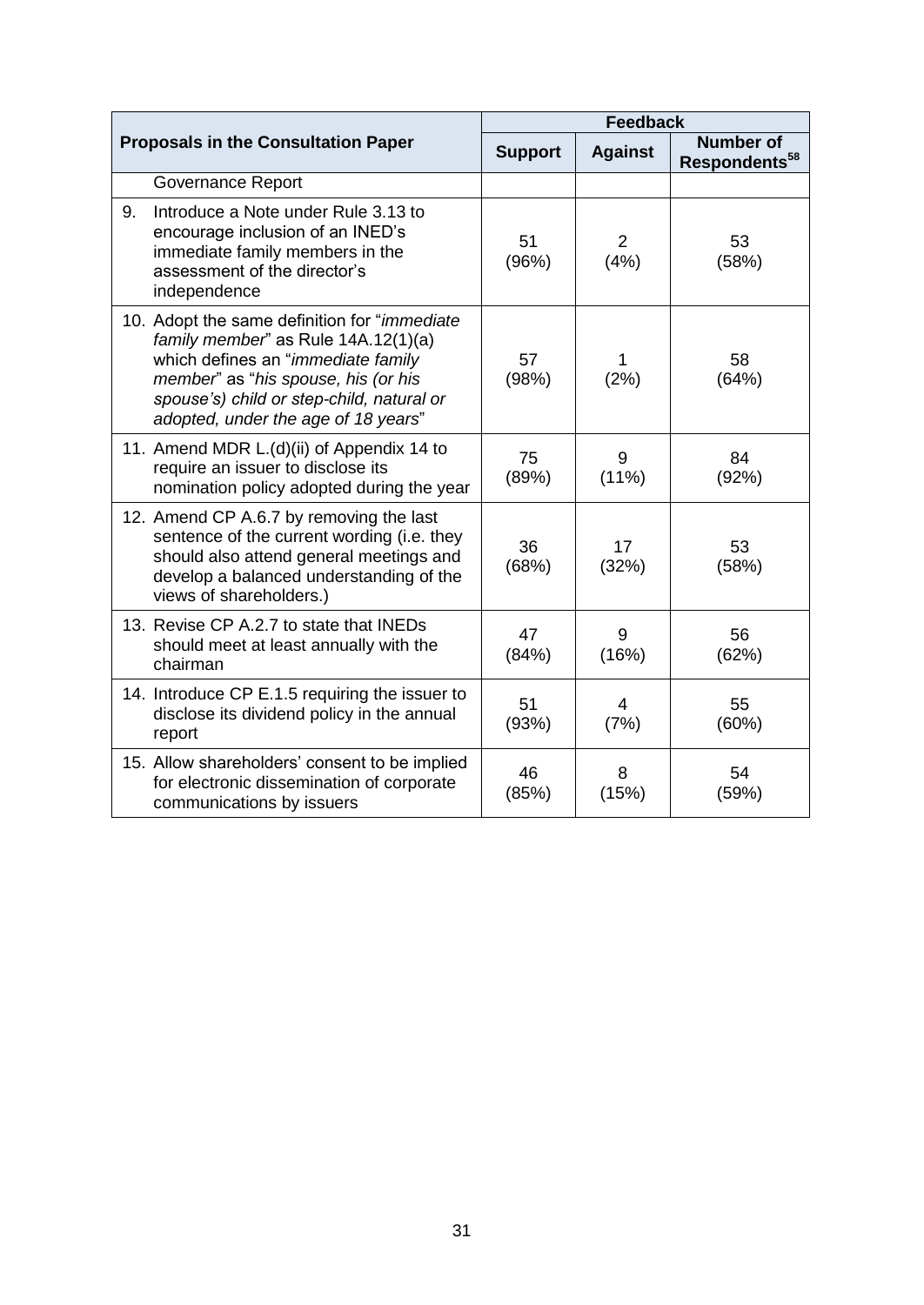| Proposals in the Consultation Paper | Feedback | | |
|---|---|---|---|
| | **Support** | **Against** | **Number of Respondents**[58] |
| Governance Report | | | |
| 9. Introduce a Note under Rule 3.13 to encourage inclusion of an INED's immediate family members in the assessment of the director's independence | 51 (96%) | 2 (4%) | 53 (58%) |
| 10. Adopt the same definition for "*immediate family member*" as Rule 14A.12(1)(a) which defines an "*immediate family member*" as "*his spouse, his (or his spouse's) child or step-child, natural or adopted, under the age of 18 years*" | 57 (98%) | 1 (2%) | 58 (64%) |
| 11. Amend MDR L.(d)(ii) of Appendix 14 to require an issuer to disclose its nomination policy adopted during the year | 75 (89%) | 9 (11%) | 84 (92%) |
| 12. Amend CP A.6.7 by removing the last sentence of the current wording (i.e. they should also attend general meetings and develop a balanced understanding of the views of shareholders.) | 36 (68%) | 17 (32%) | 53 (58%) |
| 13. Revise CP A.2.7 to state that INEDs should meet at least annually with the chairman | 47 (84%) | 9 (16%) | 56 (62%) |
| 14. Introduce CP E.1.5 requiring the issuer to disclose its dividend policy in the annual report | 51 (93%) | 4 (7%) | 55 (60%) |
| 15. Allow shareholders' consent to be implied for electronic dissemination of corporate communications by issuers | 46 (85%) | 8 (15%) | 54 (59%) |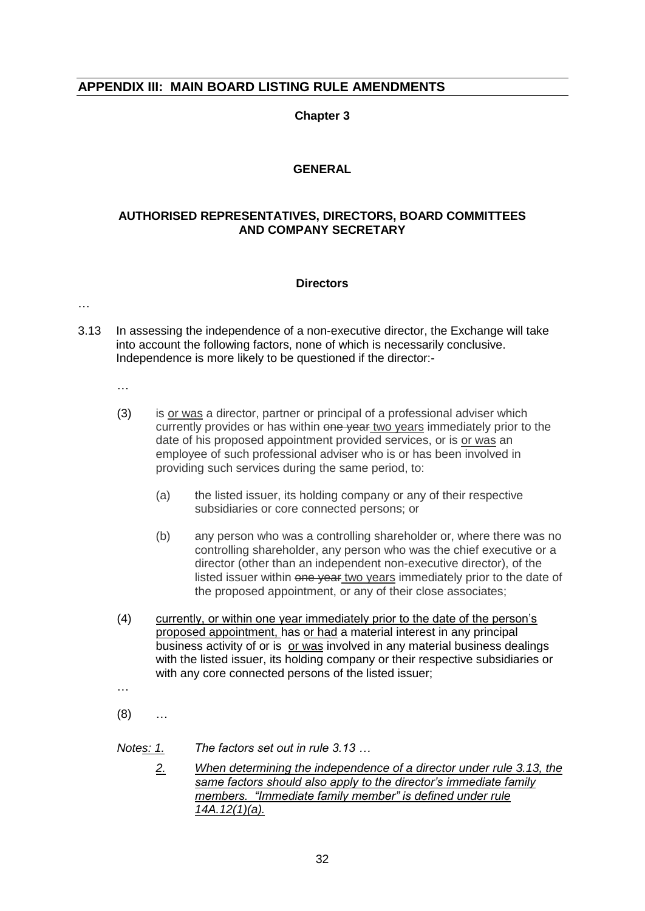## APPENDIX III: MAIN BOARD LISTING RULE AMENDMENTS

**Chapter 3**

**GENERAL**

**AUTHORISED REPRESENTATIVES, DIRECTORS, BOARD COMMITTEES AND COMPANY SECRETARY**

**Directors**

…

3.13 In assessing the independence of a non-executive director, the Exchange will take into account the following factors, none of which is necessarily conclusive. Independence is more likely to be questioned if the director:-

…

(3) is <u>or was</u> a director, partner or principal of a professional adviser which currently provides or has within ~~one year~~ <u>two years</u> immediately prior to the date of his proposed appointment provided services, or is <u>or was</u> an employee of such professional adviser who is or has been involved in providing such services during the same period, to:

(a) the listed issuer, its holding company or any of their respective subsidiaries or core connected persons; or

(b) any person who was a controlling shareholder or, where there was no controlling shareholder, any person who was the chief executive or a director (other than an independent non-executive director), of the listed issuer within ~~one year~~ <u>two years</u> immediately prior to the date of the proposed appointment, or any of their close associates;

(4) <u>currently, or within one year immediately prior to the date of the person's proposed appointment,</u> has <u>or had</u> a material interest in any principal business activity of or is <u>or was</u> involved in any material business dealings with the listed issuer, its holding company or their respective subsidiaries or with any core connected persons of the listed issuer;

…

(8) …

*Note<u>s</u>: <u>1.</u> The factors set out in rule 3.13 …*

*<u>2. When determining the independence of a director under rule 3.13, the same factors should also apply to the director's immediate family members. "Immediate family member" is defined under rule 14A.12(1)(a).</u>*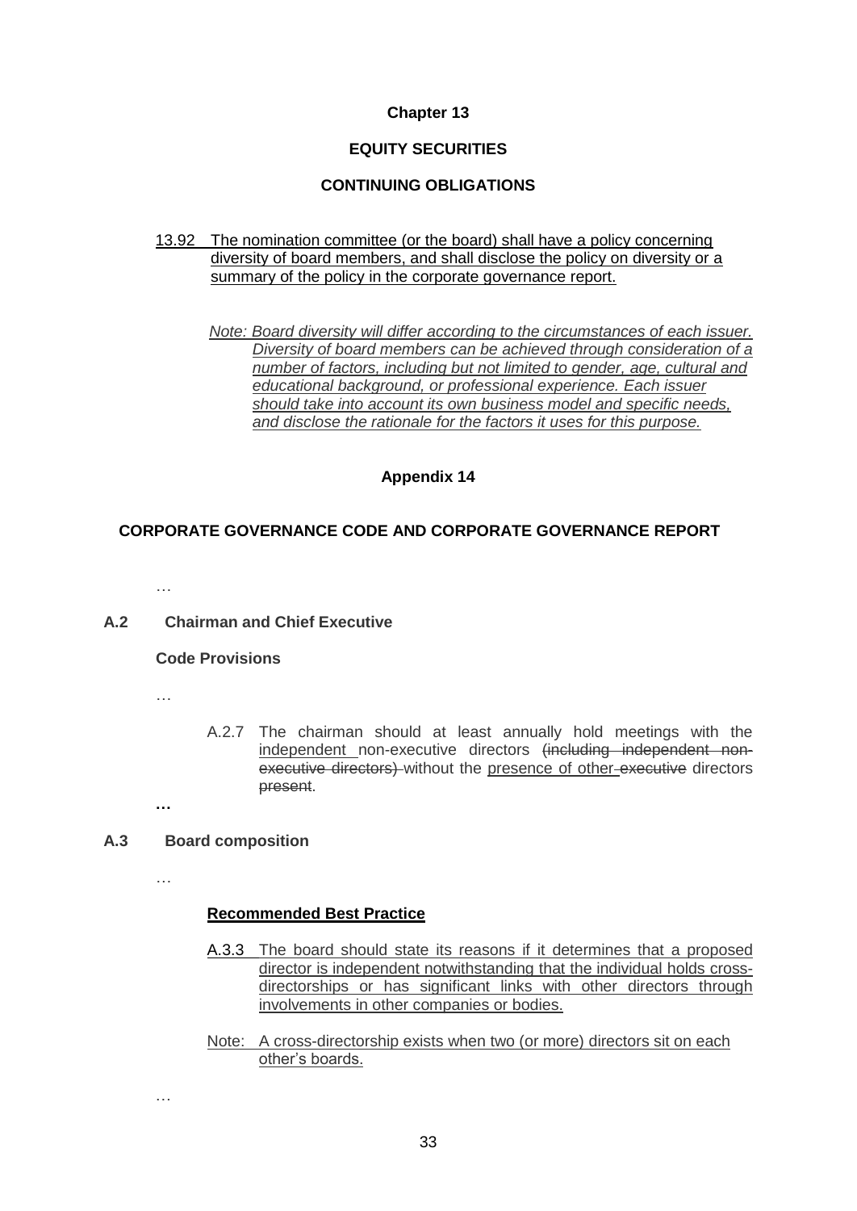**Chapter 13**

**EQUITY SECURITIES**

**CONTINUING OBLIGATIONS**

<u>13.92 The nomination committee (or the board) shall have a policy concerning diversity of board members, and shall disclose the policy on diversity or a summary of the policy in the corporate governance report.</u>

<u>*Note: Board diversity will differ according to the circumstances of each issuer. Diversity of board members can be achieved through consideration of a number of factors, including but not limited to gender, age, cultural and educational background, or professional experience. Each issuer should take into account its own business model and specific needs, and disclose the rationale for the factors it uses for this purpose.*</u>

**Appendix 14**

**CORPORATE GOVERNANCE CODE AND CORPORATE GOVERNANCE REPORT**

…

**A.2 Chairman and Chief Executive**

**Code Provisions**

…

A.2.7 The chairman should at least annually hold meetings with the <u>independent</u> non-executive directors ~~(including independent non-executive directors)~~ without the <u>presence of other</u> ~~executive~~ directors ~~present~~.

…

**A.3 Board composition**

…

<u>**Recommended Best Practice**</u>

<u>A.3.3 The board should state its reasons if it determines that a proposed director is independent notwithstanding that the individual holds cross-directorships or has significant links with other directors through involvements in other companies or bodies.</u>

<u>Note: A cross-directorship exists when two (or more) directors sit on each other's boards.</u>

…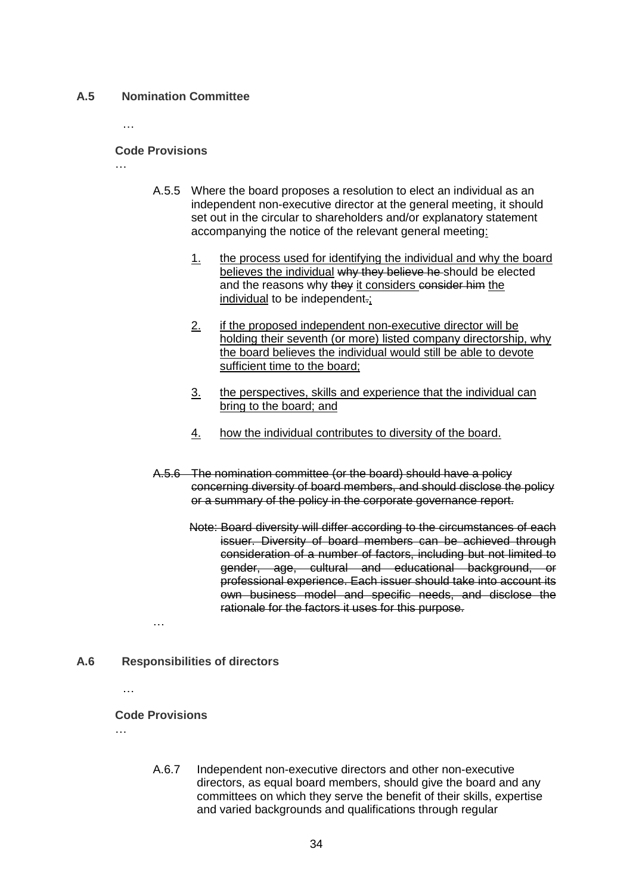### A.5 Nomination Committee

…

**Code Provisions**

…

A.5.5 Where the board proposes a resolution to elect an individual as an independent non-executive director at the general meeting, it should set out in the circular to shareholders and/or explanatory statement accompanying the notice of the relevant general meeting<u>:</u>

<u>1.</u> <u>the process used for identifying the individual and why the board believes the individual</u> ~~why they believe he~~ should be elected and the reasons why ~~they~~ <u>it considers</u> ~~consider him~~ <u>the individual</u> to be independent~~.~~<u>;</u>

<u>2.</u> <u>if the proposed independent non-executive director will be holding their seventh (or more) listed company directorship, why the board believes the individual would still be able to devote sufficient time to the board;</u>

<u>3.</u> <u>the perspectives, skills and experience that the individual can bring to the board; and</u>

<u>4.</u> <u>how the individual contributes to diversity of the board.</u>

~~A.5.6 The nomination committee (or the board) should have a policy concerning diversity of board members, and should disclose the policy or a summary of the policy in the corporate governance report.~~

~~Note: Board diversity will differ according to the circumstances of each issuer. Diversity of board members can be achieved through consideration of a number of factors, including but not limited to gender, age, cultural and educational background, or professional experience. Each issuer should take into account its own business model and specific needs, and disclose the rationale for the factors it uses for this purpose.~~

…

### A.6 Responsibilities of directors

…

**Code Provisions**

…

A.6.7 Independent non-executive directors and other non-executive directors, as equal board members, should give the board and any committees on which they serve the benefit of their skills, expertise and varied backgrounds and qualifications through regular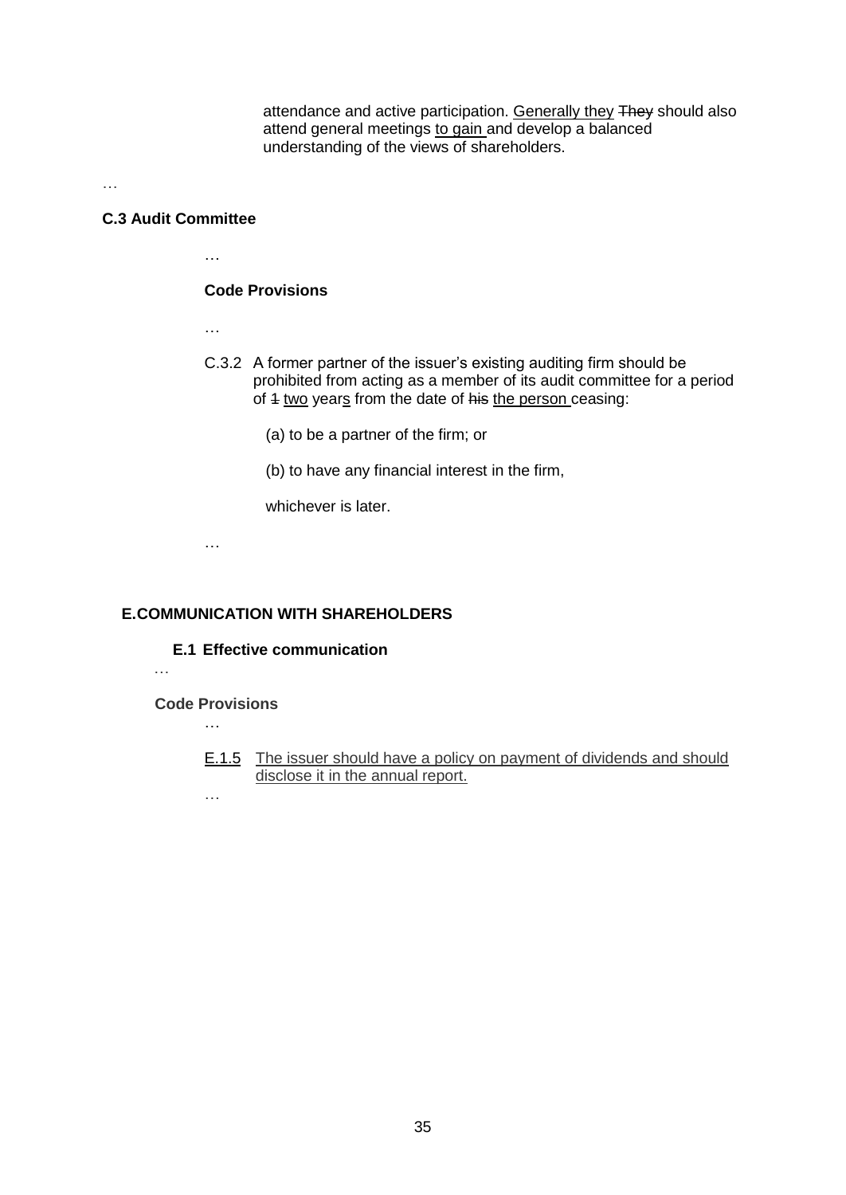attendance and active participation. <u>Generally they</u> ~~They~~ should also attend general meetings <u>to gain</u> and develop a balanced understanding of the views of shareholders.

…

**C.3 Audit Committee**

…

**Code Provisions**

…

C.3.2 A former partner of the issuer's existing auditing firm should be prohibited from acting as a member of its audit committee for a period of ~~1~~ <u>two</u> year<u>s</u> from the date of ~~his~~ <u>the person</u> ceasing:

(a) to be a partner of the firm; or

(b) to have any financial interest in the firm,

whichever is later.

…

**E. COMMUNICATION WITH SHAREHOLDERS**

**E.1 Effective communication**

…

**Code Provisions**

…

<u>E.1.5</u> <u>The issuer should have a policy on payment of dividends and should disclose it in the annual report.</u>

…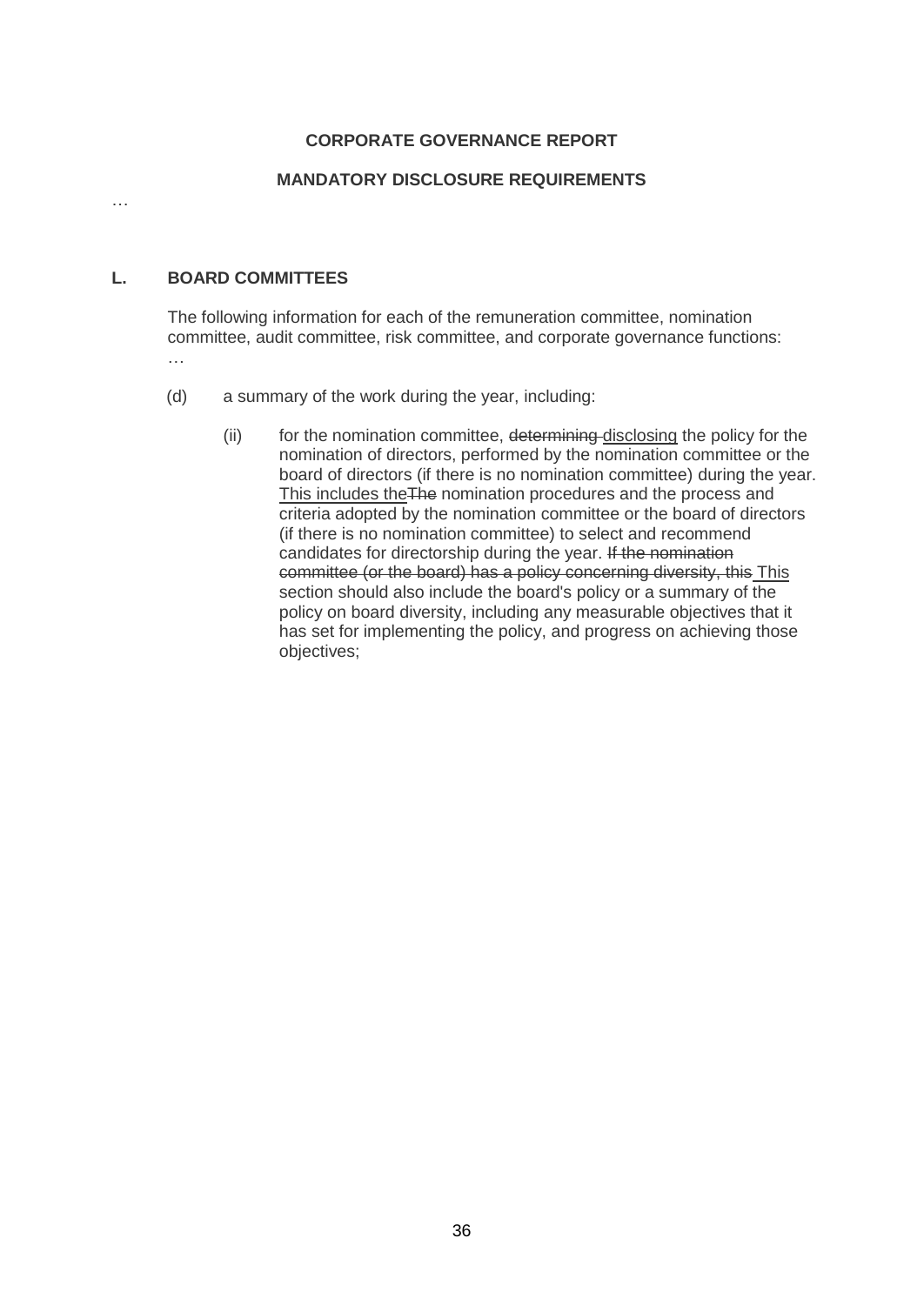**CORPORATE GOVERNANCE REPORT**

**MANDATORY DISCLOSURE REQUIREMENTS**

…

## L. BOARD COMMITTEES

The following information for each of the remuneration committee, nomination committee, audit committee, risk committee, and corporate governance functions:

…

(d) a summary of the work during the year, including:

(ii) for the nomination committee, ~~determining~~ <u>disclosing</u> the policy for the nomination of directors, performed by the nomination committee or the board of directors (if there is no nomination committee) during the year. <u>This includes the</u>~~The~~ nomination procedures and the process and criteria adopted by the nomination committee or the board of directors (if there is no nomination committee) to select and recommend candidates for directorship during the year. ~~If the nomination committee (or the board) has a policy concerning diversity, this~~ <u>This</u> section should also include the board's policy or a summary of the policy on board diversity, including any measurable objectives that it has set for implementing the policy, and progress on achieving those objectives;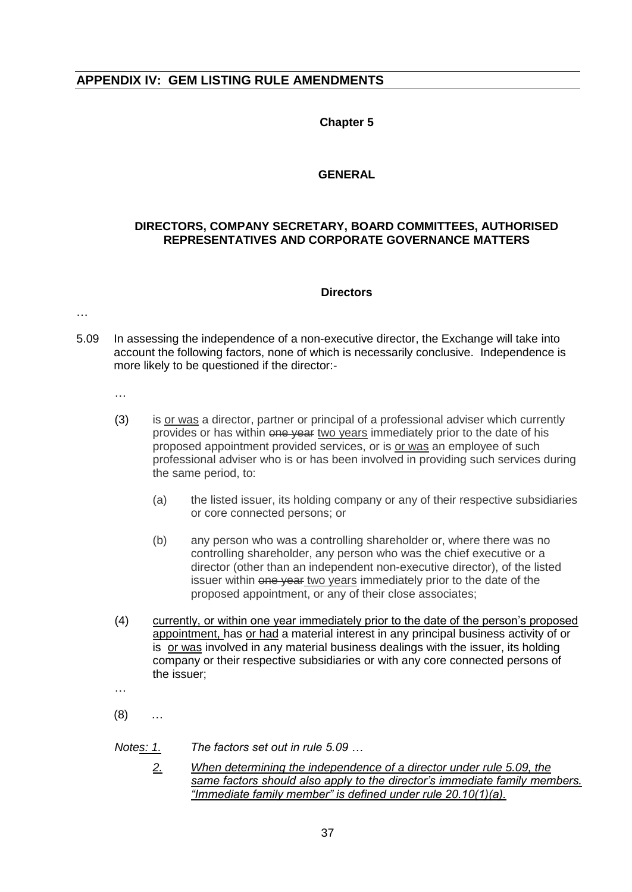## APPENDIX IV: GEM LISTING RULE AMENDMENTS

**Chapter 5**

**GENERAL**

**DIRECTORS, COMPANY SECRETARY, BOARD COMMITTEES, AUTHORISED REPRESENTATIVES AND CORPORATE GOVERNANCE MATTERS**

**Directors**

…

5.09 In assessing the independence of a non-executive director, the Exchange will take into account the following factors, none of which is necessarily conclusive. Independence is more likely to be questioned if the director:-

…

(3) is <u>or was</u> a director, partner or principal of a professional adviser which currently provides or has within ~~one year~~ <u>two years</u> immediately prior to the date of his proposed appointment provided services, or is <u>or was</u> an employee of such professional adviser who is or has been involved in providing such services during the same period, to:

(a) the listed issuer, its holding company or any of their respective subsidiaries or core connected persons; or

(b) any person who was a controlling shareholder or, where there was no controlling shareholder, any person who was the chief executive or a director (other than an independent non-executive director), of the listed issuer within ~~one year~~ <u>two years</u> immediately prior to the date of the proposed appointment, or any of their close associates;

(4) <u>currently, or within one year immediately prior to the date of the person's proposed appointment,</u> has <u>or had</u> a material interest in any principal business activity of or is <u>or was</u> involved in any material business dealings with the issuer, its holding company or their respective subsidiaries or with any core connected persons of the issuer;

…

(8) …

*Note<u>s: 1.</u> The factors set out in rule 5.09 …*

*<u>2. When determining the independence of a director under rule 5.09, the same factors should also apply to the director's immediate family members. "Immediate family member" is defined under rule 20.10(1)(a).</u>*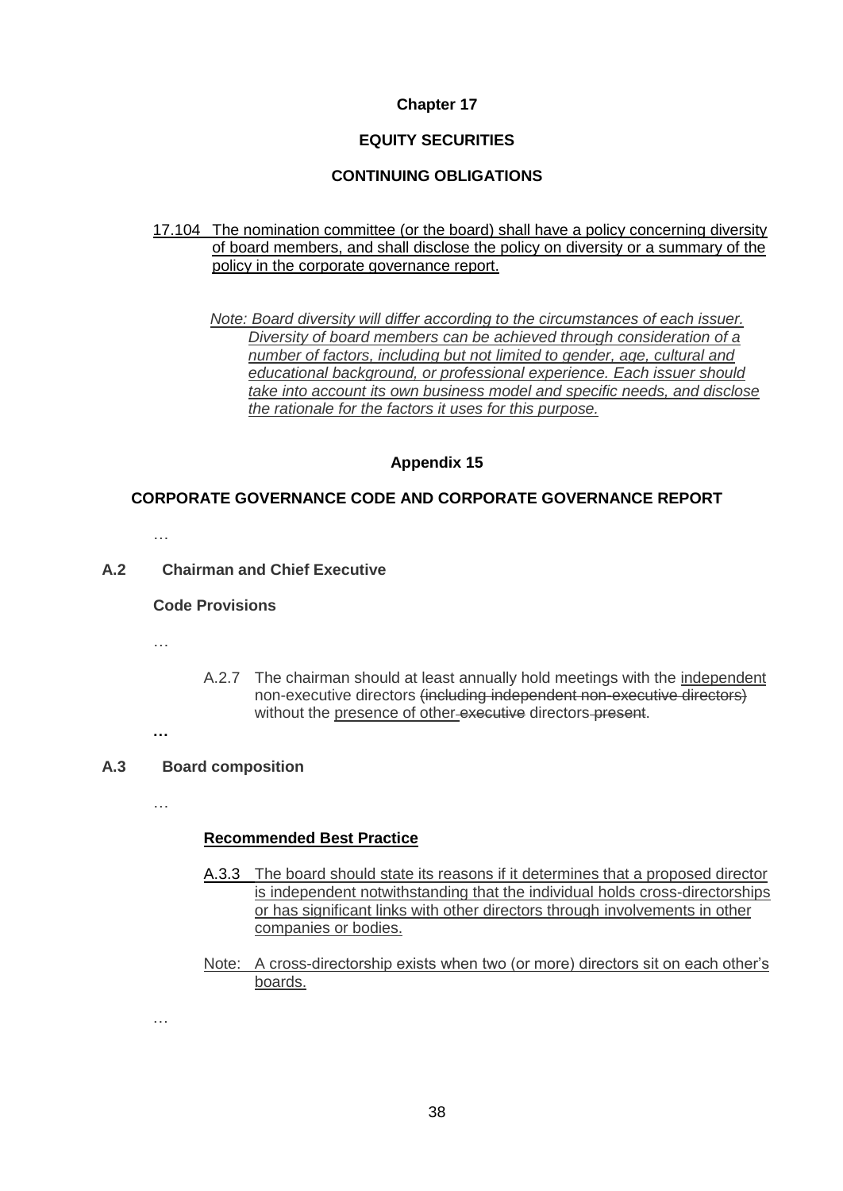**Chapter 17**

**EQUITY SECURITIES**

**CONTINUING OBLIGATIONS**

<u>17.104 The nomination committee (or the board) shall have a policy concerning diversity of board members, and shall disclose the policy on diversity or a summary of the policy in the corporate governance report.</u>

<u>*Note: Board diversity will differ according to the circumstances of each issuer. Diversity of board members can be achieved through consideration of a number of factors, including but not limited to gender, age, cultural and educational background, or professional experience. Each issuer should take into account its own business model and specific needs, and disclose the rationale for the factors it uses for this purpose.*</u>

**Appendix 15**

**CORPORATE GOVERNANCE CODE AND CORPORATE GOVERNANCE REPORT**

…

**A.2 Chairman and Chief Executive**

**Code Provisions**

…

A.2.7 The chairman should at least annually hold meetings with the <u>independent</u> non-executive directors ~~(including independent non-executive directors)~~ without the <u>presence of other</u> ~~executive~~ directors ~~present~~.

…

**A.3 Board composition**

…

<u>**Recommended Best Practice**</u>

<u>A.3.3 The board should state its reasons if it determines that a proposed director is independent notwithstanding that the individual holds cross-directorships or has significant links with other directors through involvements in other companies or bodies.</u>

<u>Note: A cross-directorship exists when two (or more) directors sit on each other's boards.</u>

…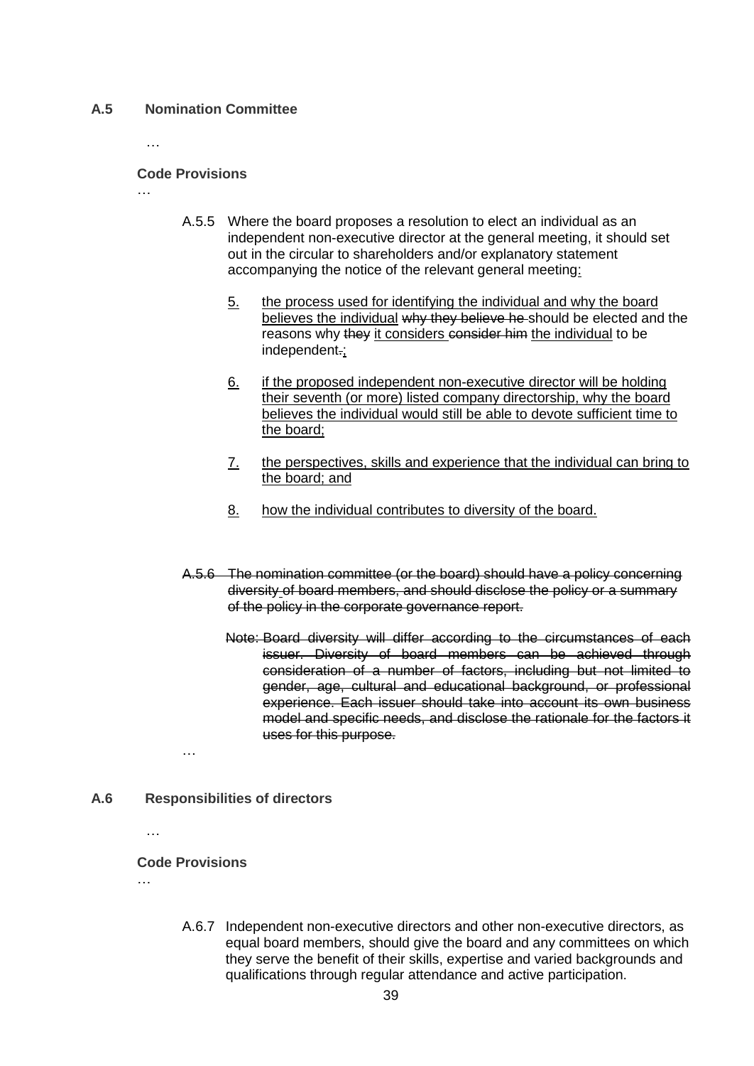**A.5 Nomination Committee**

…

**Code Provisions**

…

A.5.5 Where the board proposes a resolution to elect an individual as an independent non-executive director at the general meeting, it should set out in the circular to shareholders and/or explanatory statement accompanying the notice of the relevant general meeting<u>:</u>

<u>5.</u> <u>the process used for identifying the individual and why the board believes the individual</u> ~~why they believe he~~ should be elected and the reasons why ~~they~~ <u>it considers</u> ~~consider him~~ <u>the individual</u> to be independent~~.~~<u>;</u>

<u>6.</u> <u>if the proposed independent non-executive director will be holding their seventh (or more) listed company directorship, why the board believes the individual would still be able to devote sufficient time to the board;</u>

<u>7.</u> <u>the perspectives, skills and experience that the individual can bring to the board; and</u>

<u>8.</u> <u>how the individual contributes to diversity of the board.</u>

~~A.5.6 The nomination committee (or the board) should have a policy concerning diversity of board members, and should disclose the policy or a summary of the policy in the corporate governance report.~~

~~Note: Board diversity will differ according to the circumstances of each issuer. Diversity of board members can be achieved through consideration of a number of factors, including but not limited to gender, age, cultural and educational background, or professional experience. Each issuer should take into account its own business model and specific needs, and disclose the rationale for the factors it uses for this purpose.~~

…

**A.6 Responsibilities of directors**

…

**Code Provisions**

…

A.6.7 Independent non-executive directors and other non-executive directors, as equal board members, should give the board and any committees on which they serve the benefit of their skills, expertise and varied backgrounds and qualifications through regular attendance and active participation.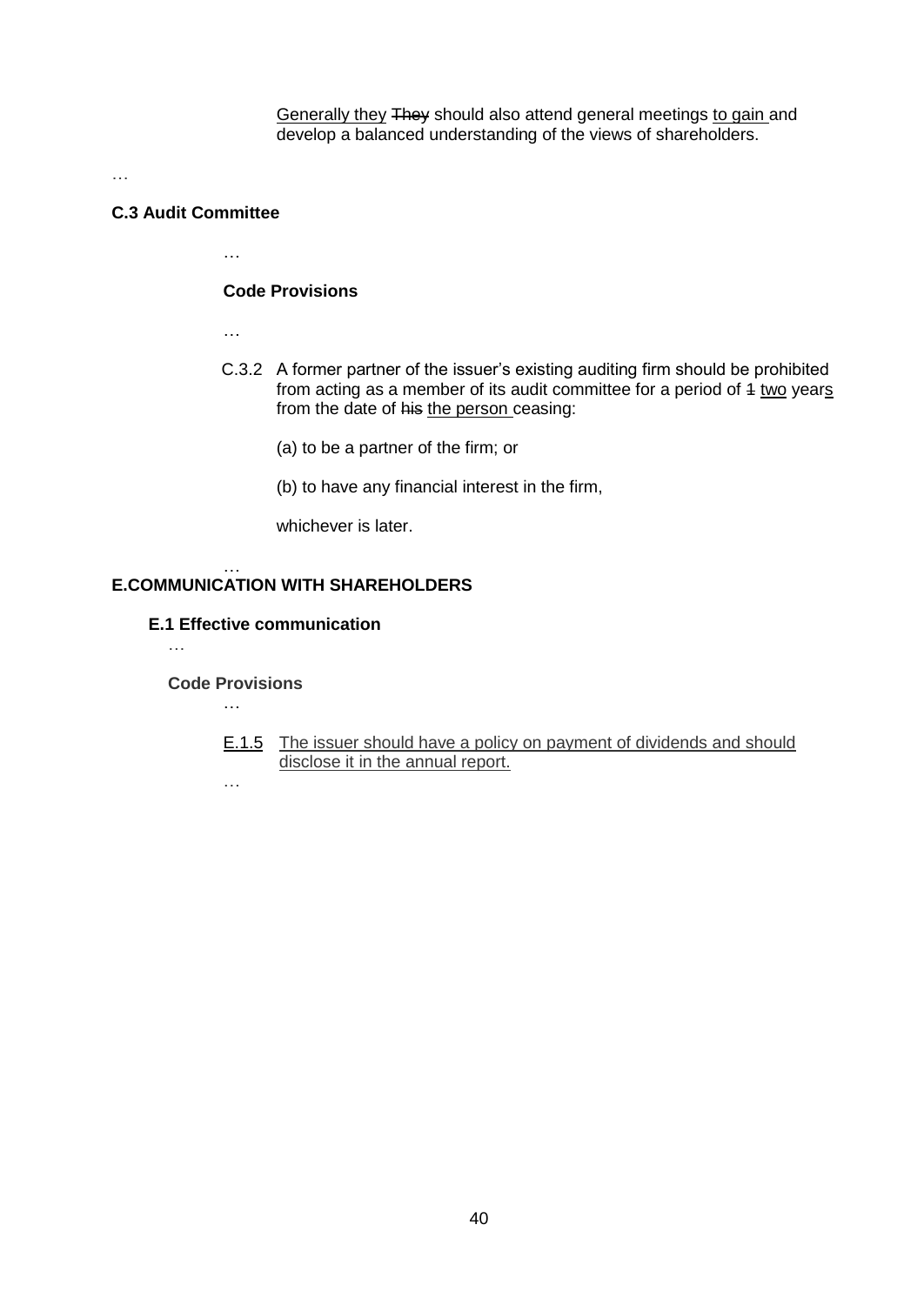<u>Generally they</u> ~~They~~ should also attend general meetings <u>to gain</u> and develop a balanced understanding of the views of shareholders.

…

**C.3 Audit Committee**

…

**Code Provisions**

…

C.3.2 A former partner of the issuer's existing auditing firm should be prohibited from acting as a member of its audit committee for a period of ~~1~~ <u>two</u> year<u>s</u> from the date of ~~his~~ <u>the person</u> ceasing:

(a) to be a partner of the firm; or

(b) to have any financial interest in the firm,

whichever is later.

…

**E.COMMUNICATION WITH SHAREHOLDERS**

**E.1 Effective communication**

…

**Code Provisions**

…

<u>E.1.5 The issuer should have a policy on payment of dividends and should disclose it in the annual report.</u>

…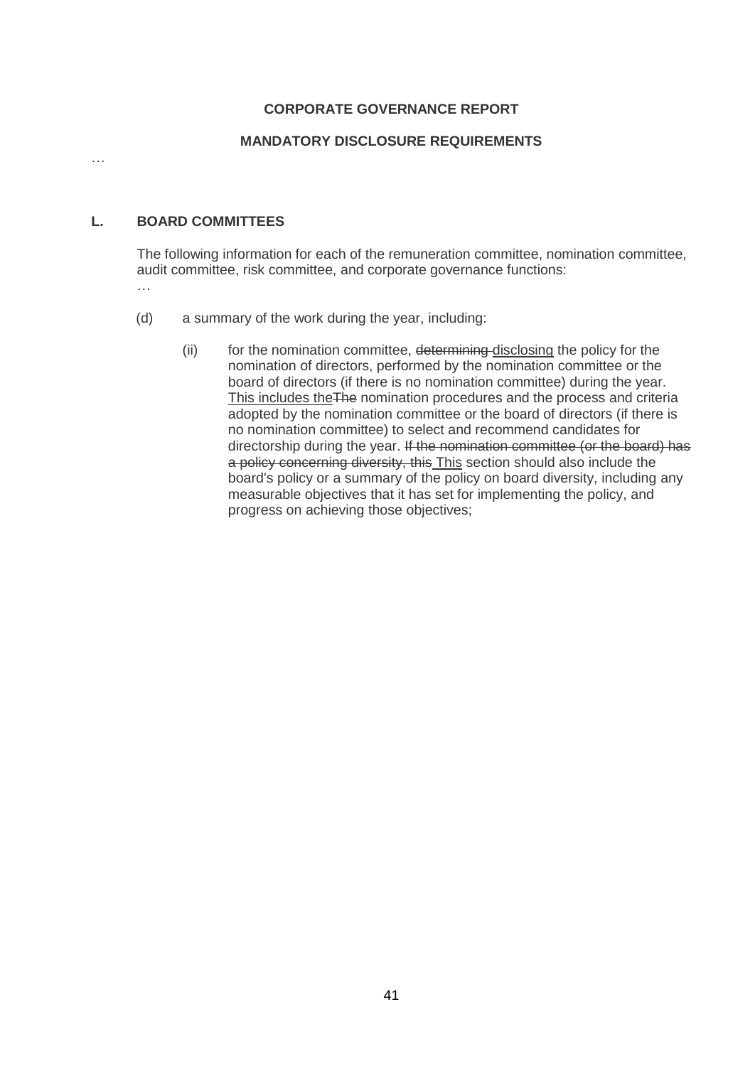**CORPORATE GOVERNANCE REPORT**

**MANDATORY DISCLOSURE REQUIREMENTS**

…

## L. BOARD COMMITTEES

The following information for each of the remuneration committee, nomination committee, audit committee, risk committee, and corporate governance functions:

…

(d) a summary of the work during the year, including:

(ii) for the nomination committee, ~~determining~~ <u>disclosing</u> the policy for the nomination of directors, performed by the nomination committee or the board of directors (if there is no nomination committee) during the year. <u>This includes the</u>~~The~~ nomination procedures and the process and criteria adopted by the nomination committee or the board of directors (if there is no nomination committee) to select and recommend candidates for directorship during the year. ~~If the nomination committee (or the board) has a policy concerning diversity, this~~ <u>This</u> section should also include the board's policy or a summary of the policy on board diversity, including any measurable objectives that it has set for implementing the policy, and progress on achieving those objectives;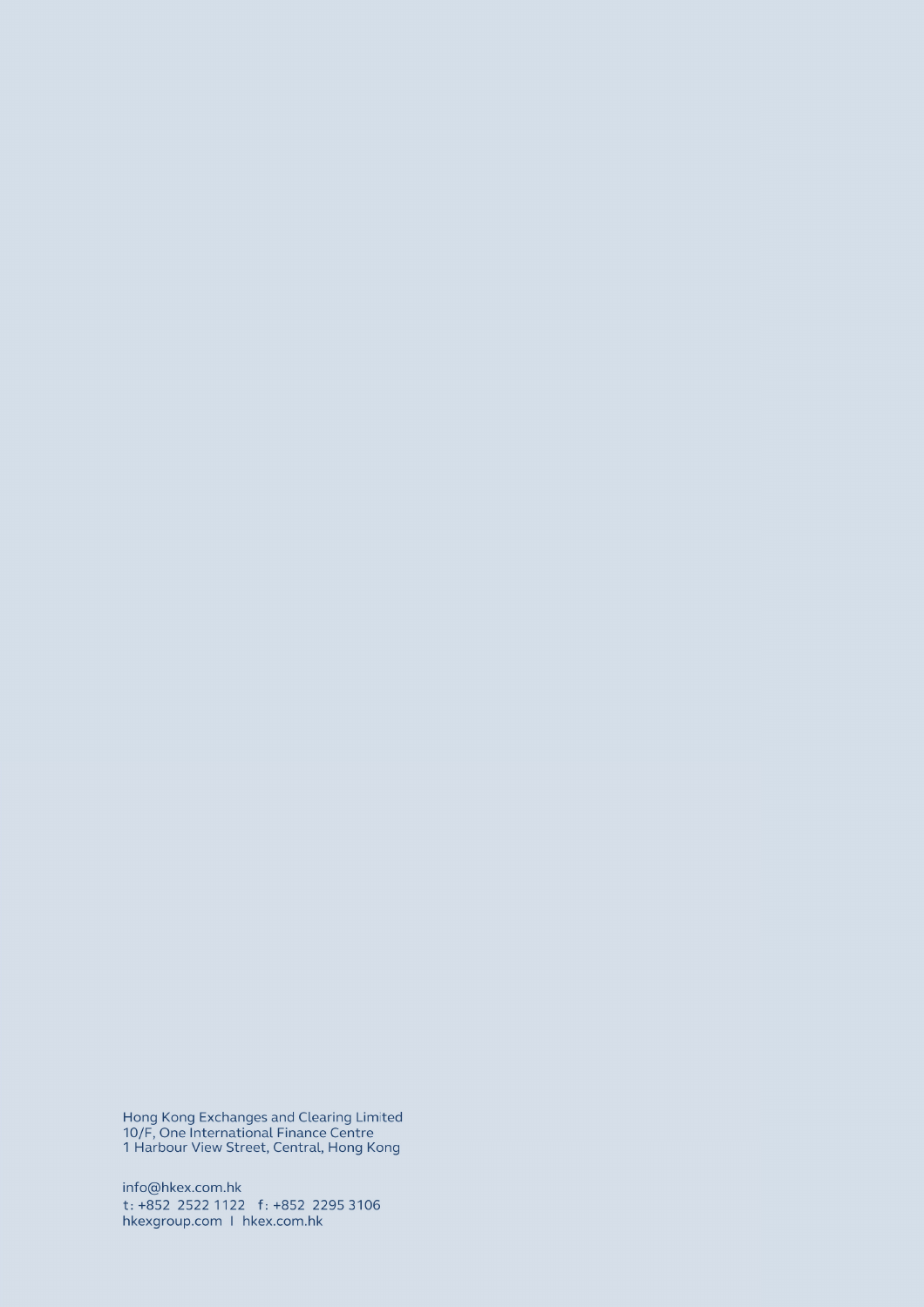Hong Kong Exchanges and Clearing Limited
10/F, One International Finance Centre
1 Harbour View Street, Central, Hong Kong

info@hkex.com.hk
t: +852 2522 1122 f: +852 2295 3106
hkexgroup.com I hkex.com.hk